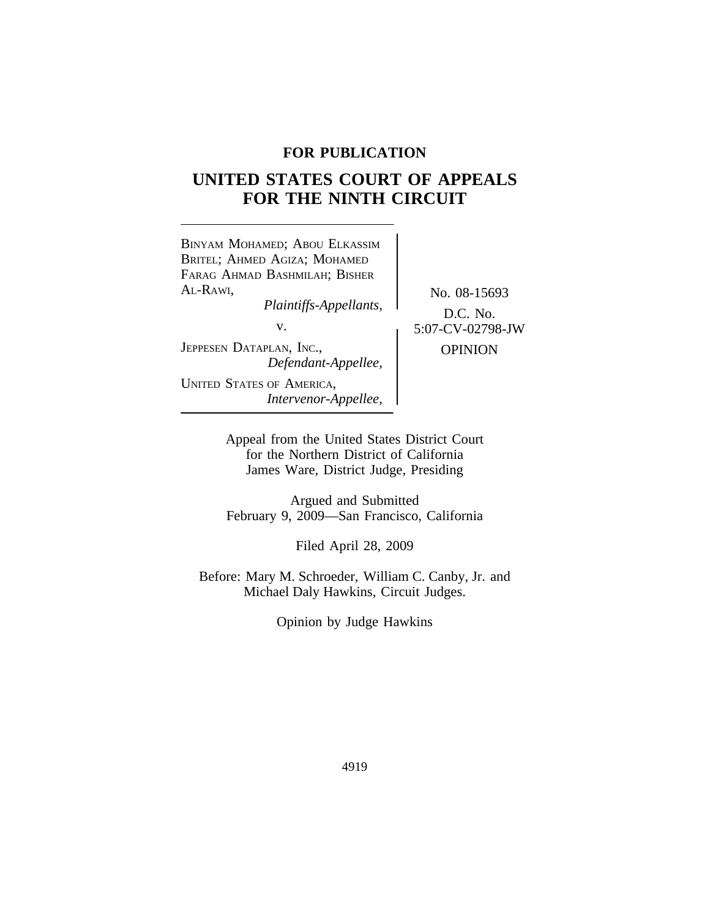**FOR PUBLICATION**

# UNITED STATES COURT OF APPEALS FOR THE NINTH CIRCUIT

BINYAM MOHAMED; ABOU ELKASSIM BRITEL; AHMED AGIZA; MOHAMED FARAG AHMAD BASHMILAH; BISHER AL-RAWI,
*Plaintiffs-Appellants,*

v.

JEPPESEN DATAPLAN, INC.,
*Defendant-Appellee,*

UNITED STATES OF AMERICA,
*Intervenor-Appellee,*

No. 08-15693

D.C. No. 5:07-CV-02798-JW

OPINION

Appeal from the United States District Court for the Northern District of California
James Ware, District Judge, Presiding

Argued and Submitted
February 9, 2009—San Francisco, California

Filed April 28, 2009

Before: Mary M. Schroeder, William C. Canby, Jr. and Michael Daly Hawkins, Circuit Judges.

Opinion by Judge Hawkins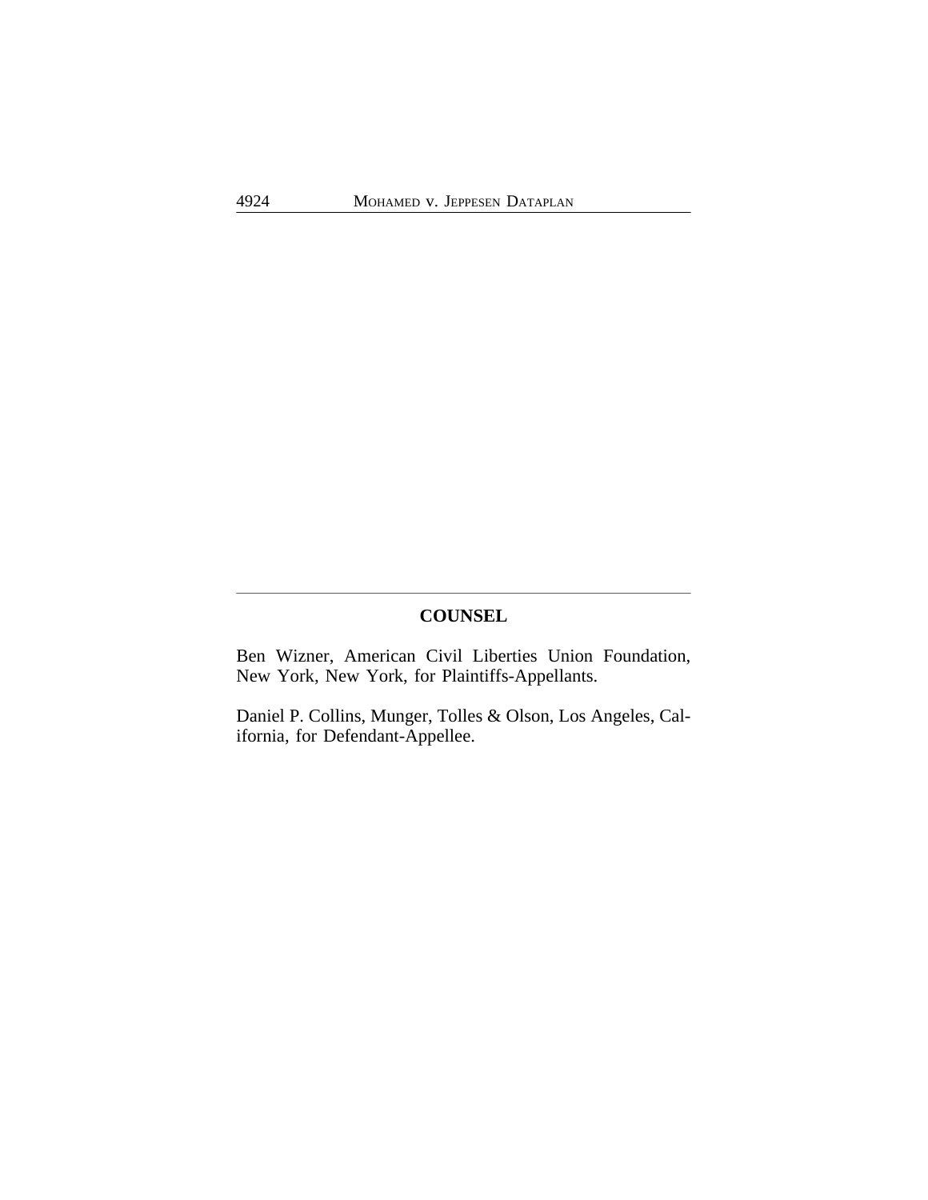## COUNSEL

Ben Wizner, American Civil Liberties Union Foundation, New York, New York, for Plaintiffs-Appellants.

Daniel P. Collins, Munger, Tolles & Olson, Los Angeles, California, for Defendant-Appellee.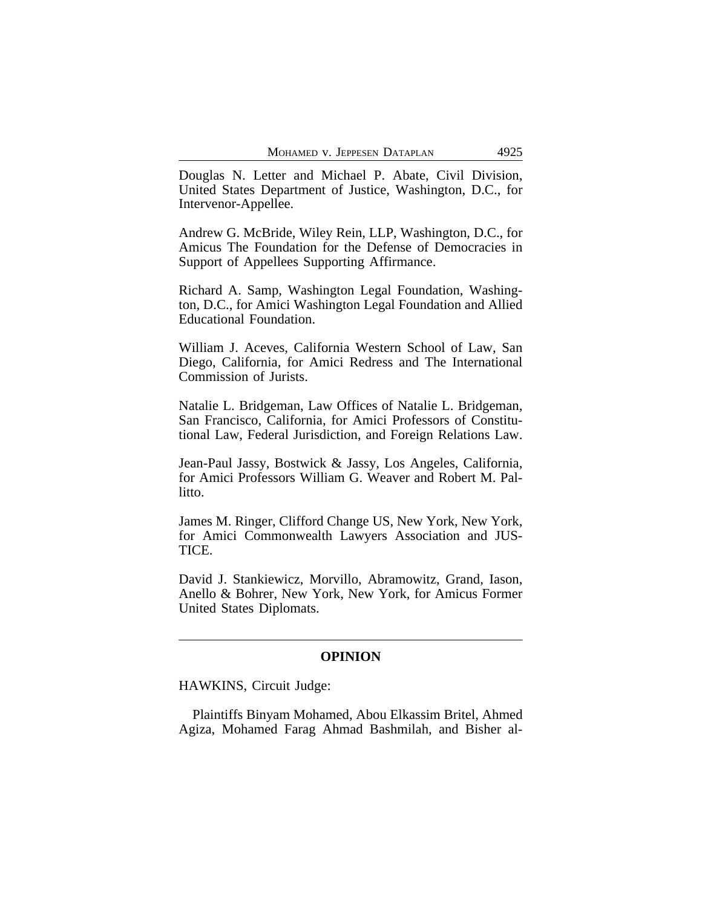Douglas N. Letter and Michael P. Abate, Civil Division, United States Department of Justice, Washington, D.C., for Intervenor-Appellee.

Andrew G. McBride, Wiley Rein, LLP, Washington, D.C., for Amicus The Foundation for the Defense of Democracies in Support of Appellees Supporting Affirmance.

Richard A. Samp, Washington Legal Foundation, Washington, D.C., for Amici Washington Legal Foundation and Allied Educational Foundation.

William J. Aceves, California Western School of Law, San Diego, California, for Amici Redress and The International Commission of Jurists.

Natalie L. Bridgeman, Law Offices of Natalie L. Bridgeman, San Francisco, California, for Amici Professors of Constitutional Law, Federal Jurisdiction, and Foreign Relations Law.

Jean-Paul Jassy, Bostwick & Jassy, Los Angeles, California, for Amici Professors William G. Weaver and Robert M. Pallitto.

James M. Ringer, Clifford Change US, New York, New York, for Amici Commonwealth Lawyers Association and JUSTICE.

David J. Stankiewicz, Morvillo, Abramowitz, Grand, Iason, Anello & Bohrer, New York, New York, for Amicus Former United States Diplomats.

---

## OPINION

HAWKINS, Circuit Judge:

Plaintiffs Binyam Mohamed, Abou Elkassim Britel, Ahmed Agiza, Mohamed Farag Ahmad Bashmilah, and Bisher al-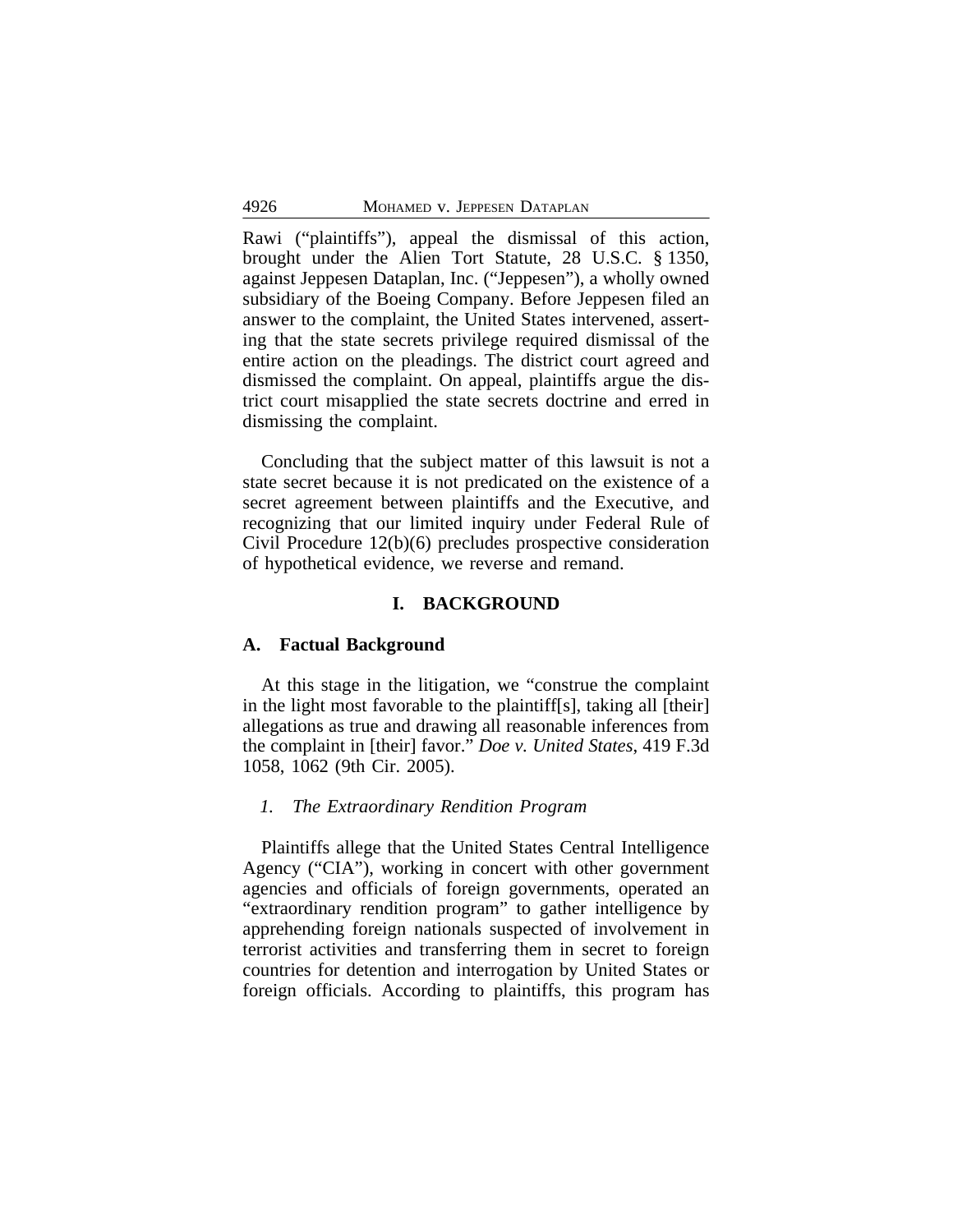Rawi ("plaintiffs"), appeal the dismissal of this action, brought under the Alien Tort Statute, 28 U.S.C. § 1350, against Jeppesen Dataplan, Inc. ("Jeppesen"), a wholly owned subsidiary of the Boeing Company. Before Jeppesen filed an answer to the complaint, the United States intervened, asserting that the state secrets privilege required dismissal of the entire action on the pleadings. The district court agreed and dismissed the complaint. On appeal, plaintiffs argue the district court misapplied the state secrets doctrine and erred in dismissing the complaint.

Concluding that the subject matter of this lawsuit is not a state secret because it is not predicated on the existence of a secret agreement between plaintiffs and the Executive, and recognizing that our limited inquiry under Federal Rule of Civil Procedure 12(b)(6) precludes prospective consideration of hypothetical evidence, we reverse and remand.

## I. BACKGROUND

### A. Factual Background

At this stage in the litigation, we "construe the complaint in the light most favorable to the plaintiff[s], taking all [their] allegations as true and drawing all reasonable inferences from the complaint in [their] favor." *Doe v. United States*, 419 F.3d 1058, 1062 (9th Cir. 2005).

#### *1. The Extraordinary Rendition Program*

Plaintiffs allege that the United States Central Intelligence Agency ("CIA"), working in concert with other government agencies and officials of foreign governments, operated an "extraordinary rendition program" to gather intelligence by apprehending foreign nationals suspected of involvement in terrorist activities and transferring them in secret to foreign countries for detention and interrogation by United States or foreign officials. According to plaintiffs, this program has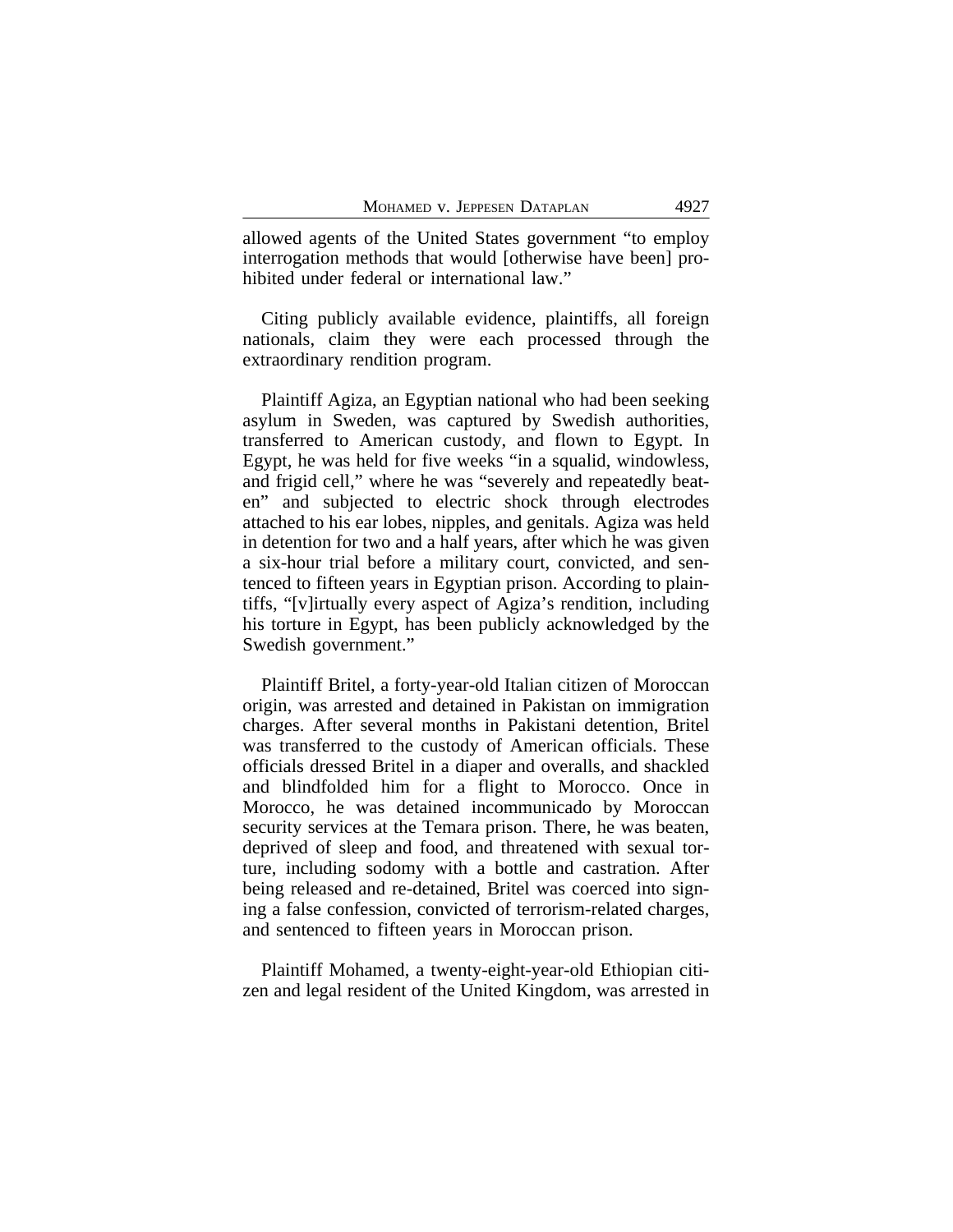allowed agents of the United States government "to employ interrogation methods that would [otherwise have been] prohibited under federal or international law."

Citing publicly available evidence, plaintiffs, all foreign nationals, claim they were each processed through the extraordinary rendition program.

Plaintiff Agiza, an Egyptian national who had been seeking asylum in Sweden, was captured by Swedish authorities, transferred to American custody, and flown to Egypt. In Egypt, he was held for five weeks "in a squalid, windowless, and frigid cell," where he was "severely and repeatedly beaten" and subjected to electric shock through electrodes attached to his ear lobes, nipples, and genitals. Agiza was held in detention for two and a half years, after which he was given a six-hour trial before a military court, convicted, and sentenced to fifteen years in Egyptian prison. According to plaintiffs, "[v]irtually every aspect of Agiza's rendition, including his torture in Egypt, has been publicly acknowledged by the Swedish government."

Plaintiff Britel, a forty-year-old Italian citizen of Moroccan origin, was arrested and detained in Pakistan on immigration charges. After several months in Pakistani detention, Britel was transferred to the custody of American officials. These officials dressed Britel in a diaper and overalls, and shackled and blindfolded him for a flight to Morocco. Once in Morocco, he was detained incommunicado by Moroccan security services at the Temara prison. There, he was beaten, deprived of sleep and food, and threatened with sexual torture, including sodomy with a bottle and castration. After being released and re-detained, Britel was coerced into signing a false confession, convicted of terrorism-related charges, and sentenced to fifteen years in Moroccan prison.

Plaintiff Mohamed, a twenty-eight-year-old Ethiopian citizen and legal resident of the United Kingdom, was arrested in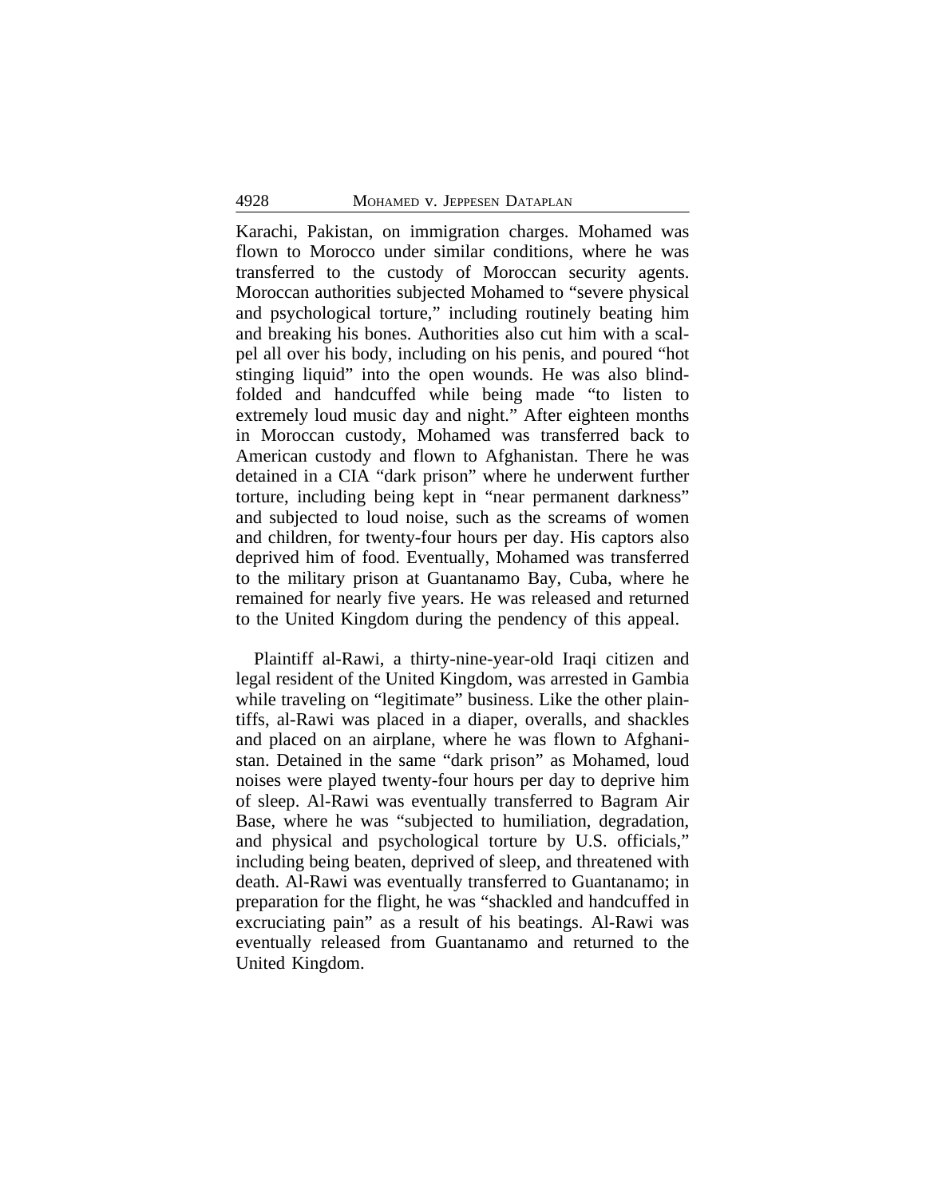Karachi, Pakistan, on immigration charges. Mohamed was flown to Morocco under similar conditions, where he was transferred to the custody of Moroccan security agents. Moroccan authorities subjected Mohamed to "severe physical and psychological torture," including routinely beating him and breaking his bones. Authorities also cut him with a scalpel all over his body, including on his penis, and poured "hot stinging liquid" into the open wounds. He was also blindfolded and handcuffed while being made "to listen to extremely loud music day and night." After eighteen months in Moroccan custody, Mohamed was transferred back to American custody and flown to Afghanistan. There he was detained in a CIA "dark prison" where he underwent further torture, including being kept in "near permanent darkness" and subjected to loud noise, such as the screams of women and children, for twenty-four hours per day. His captors also deprived him of food. Eventually, Mohamed was transferred to the military prison at Guantanamo Bay, Cuba, where he remained for nearly five years. He was released and returned to the United Kingdom during the pendency of this appeal.

Plaintiff al-Rawi, a thirty-nine-year-old Iraqi citizen and legal resident of the United Kingdom, was arrested in Gambia while traveling on "legitimate" business. Like the other plaintiffs, al-Rawi was placed in a diaper, overalls, and shackles and placed on an airplane, where he was flown to Afghanistan. Detained in the same "dark prison" as Mohamed, loud noises were played twenty-four hours per day to deprive him of sleep. Al-Rawi was eventually transferred to Bagram Air Base, where he was "subjected to humiliation, degradation, and physical and psychological torture by U.S. officials," including being beaten, deprived of sleep, and threatened with death. Al-Rawi was eventually transferred to Guantanamo; in preparation for the flight, he was "shackled and handcuffed in excruciating pain" as a result of his beatings. Al-Rawi was eventually released from Guantanamo and returned to the United Kingdom.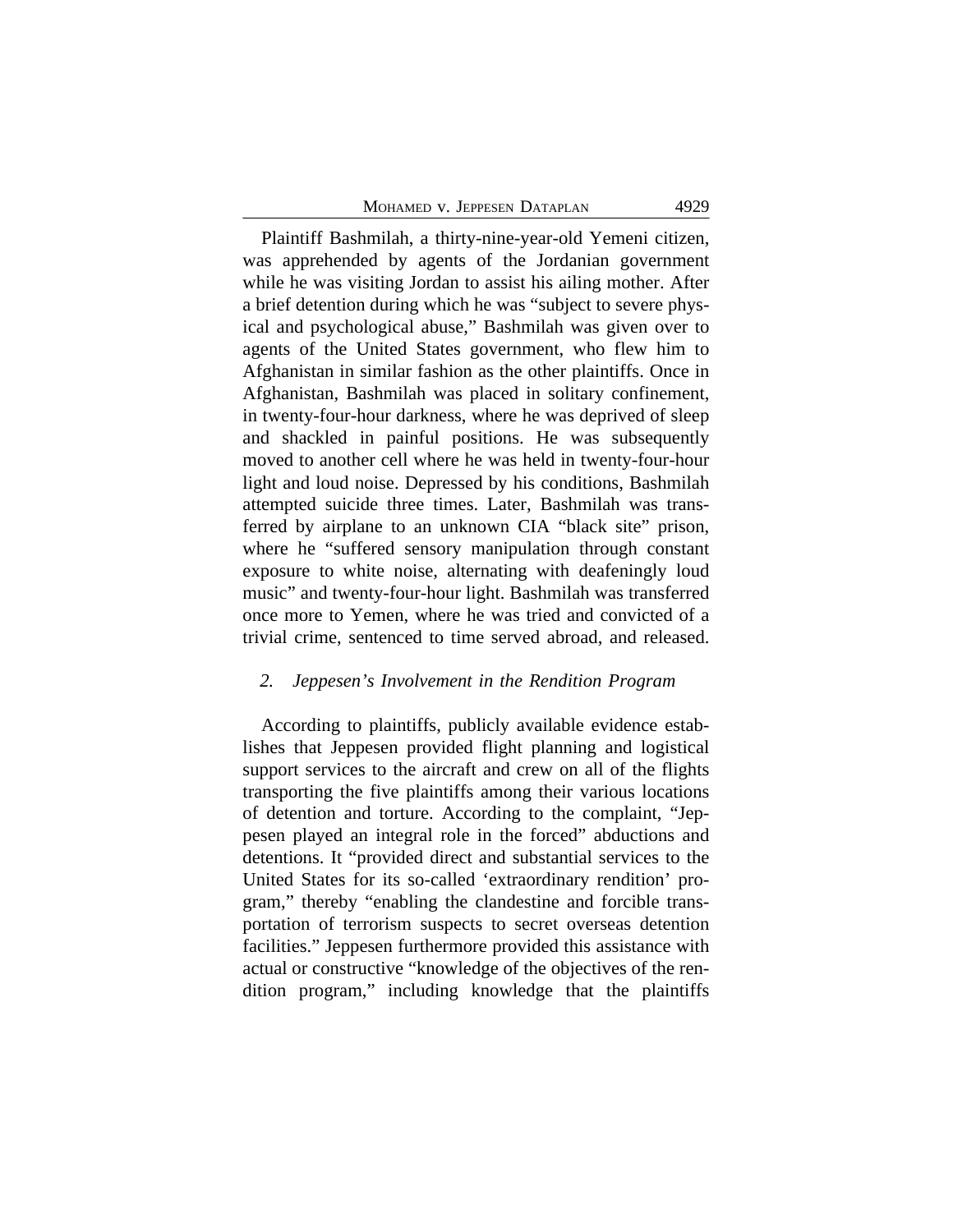Plaintiff Bashmilah, a thirty-nine-year-old Yemeni citizen, was apprehended by agents of the Jordanian government while he was visiting Jordan to assist his ailing mother. After a brief detention during which he was "subject to severe physical and psychological abuse," Bashmilah was given over to agents of the United States government, who flew him to Afghanistan in similar fashion as the other plaintiffs. Once in Afghanistan, Bashmilah was placed in solitary confinement, in twenty-four-hour darkness, where he was deprived of sleep and shackled in painful positions. He was subsequently moved to another cell where he was held in twenty-four-hour light and loud noise. Depressed by his conditions, Bashmilah attempted suicide three times. Later, Bashmilah was transferred by airplane to an unknown CIA "black site" prison, where he "suffered sensory manipulation through constant exposure to white noise, alternating with deafeningly loud music" and twenty-four-hour light. Bashmilah was transferred once more to Yemen, where he was tried and convicted of a trivial crime, sentenced to time served abroad, and released.

### *2. Jeppesen's Involvement in the Rendition Program*

According to plaintiffs, publicly available evidence establishes that Jeppesen provided flight planning and logistical support services to the aircraft and crew on all of the flights transporting the five plaintiffs among their various locations of detention and torture. According to the complaint, "Jeppesen played an integral role in the forced" abductions and detentions. It "provided direct and substantial services to the United States for its so-called 'extraordinary rendition' program," thereby "enabling the clandestine and forcible transportation of terrorism suspects to secret overseas detention facilities." Jeppesen furthermore provided this assistance with actual or constructive "knowledge of the objectives of the rendition program," including knowledge that the plaintiffs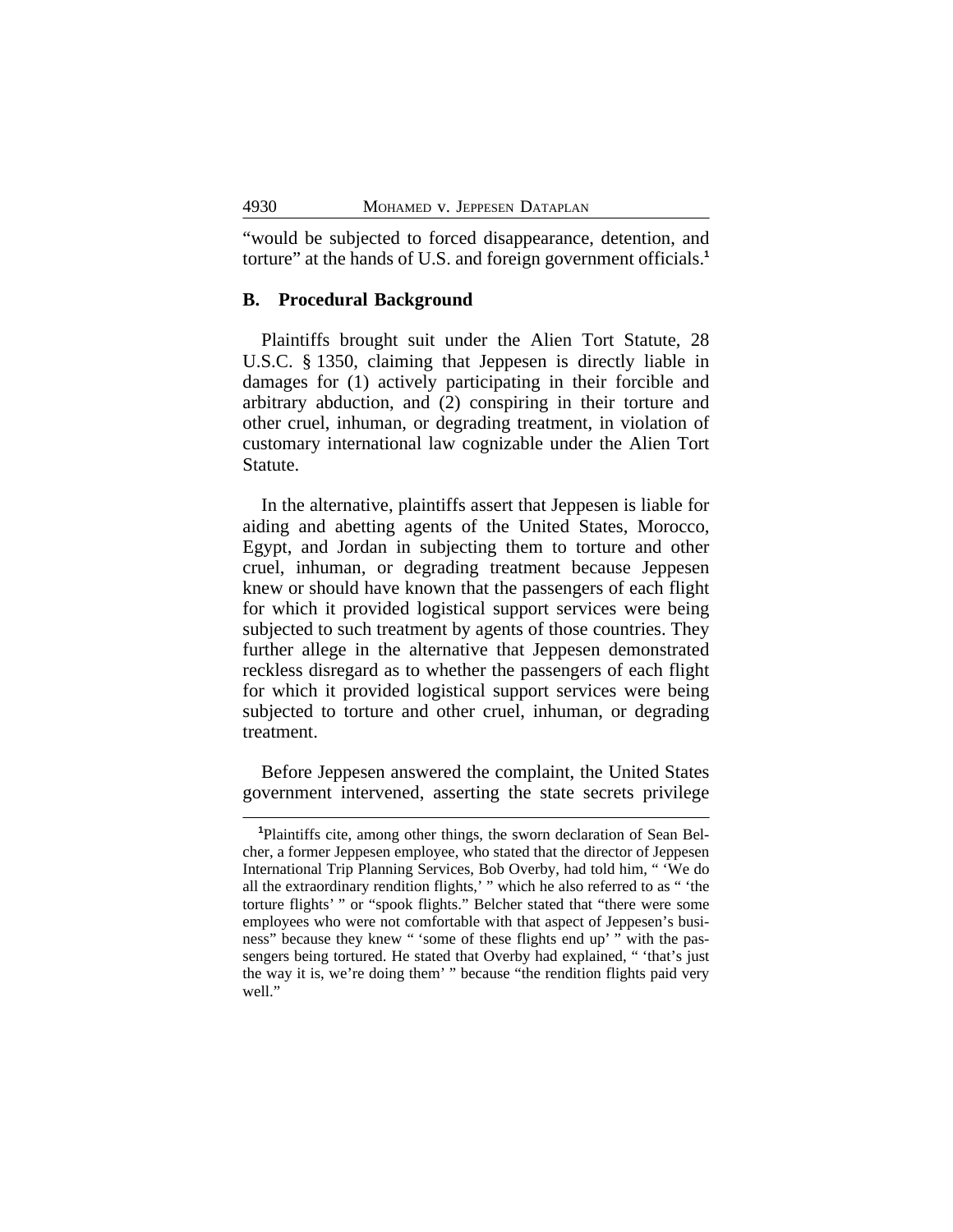"would be subjected to forced disappearance, detention, and torture" at the hands of U.S. and foreign government officials.[1]

### B. Procedural Background

Plaintiffs brought suit under the Alien Tort Statute, 28 U.S.C. § 1350, claiming that Jeppesen is directly liable in damages for (1) actively participating in their forcible and arbitrary abduction, and (2) conspiring in their torture and other cruel, inhuman, or degrading treatment, in violation of customary international law cognizable under the Alien Tort Statute.

In the alternative, plaintiffs assert that Jeppesen is liable for aiding and abetting agents of the United States, Morocco, Egypt, and Jordan in subjecting them to torture and other cruel, inhuman, or degrading treatment because Jeppesen knew or should have known that the passengers of each flight for which it provided logistical support services were being subjected to such treatment by agents of those countries. They further allege in the alternative that Jeppesen demonstrated reckless disregard as to whether the passengers of each flight for which it provided logistical support services were being subjected to torture and other cruel, inhuman, or degrading treatment.

Before Jeppesen answered the complaint, the United States government intervened, asserting the state secrets privilege

---

[1]Plaintiffs cite, among other things, the sworn declaration of Sean Belcher, a former Jeppesen employee, who stated that the director of Jeppesen International Trip Planning Services, Bob Overby, had told him, " 'We do all the extraordinary rendition flights,' " which he also referred to as " 'the torture flights' " or "spook flights." Belcher stated that "there were some employees who were not comfortable with that aspect of Jeppesen's business" because they knew " 'some of these flights end up' " with the passengers being tortured. He stated that Overby had explained, " 'that's just the way it is, we're doing them' " because "the rendition flights paid very well."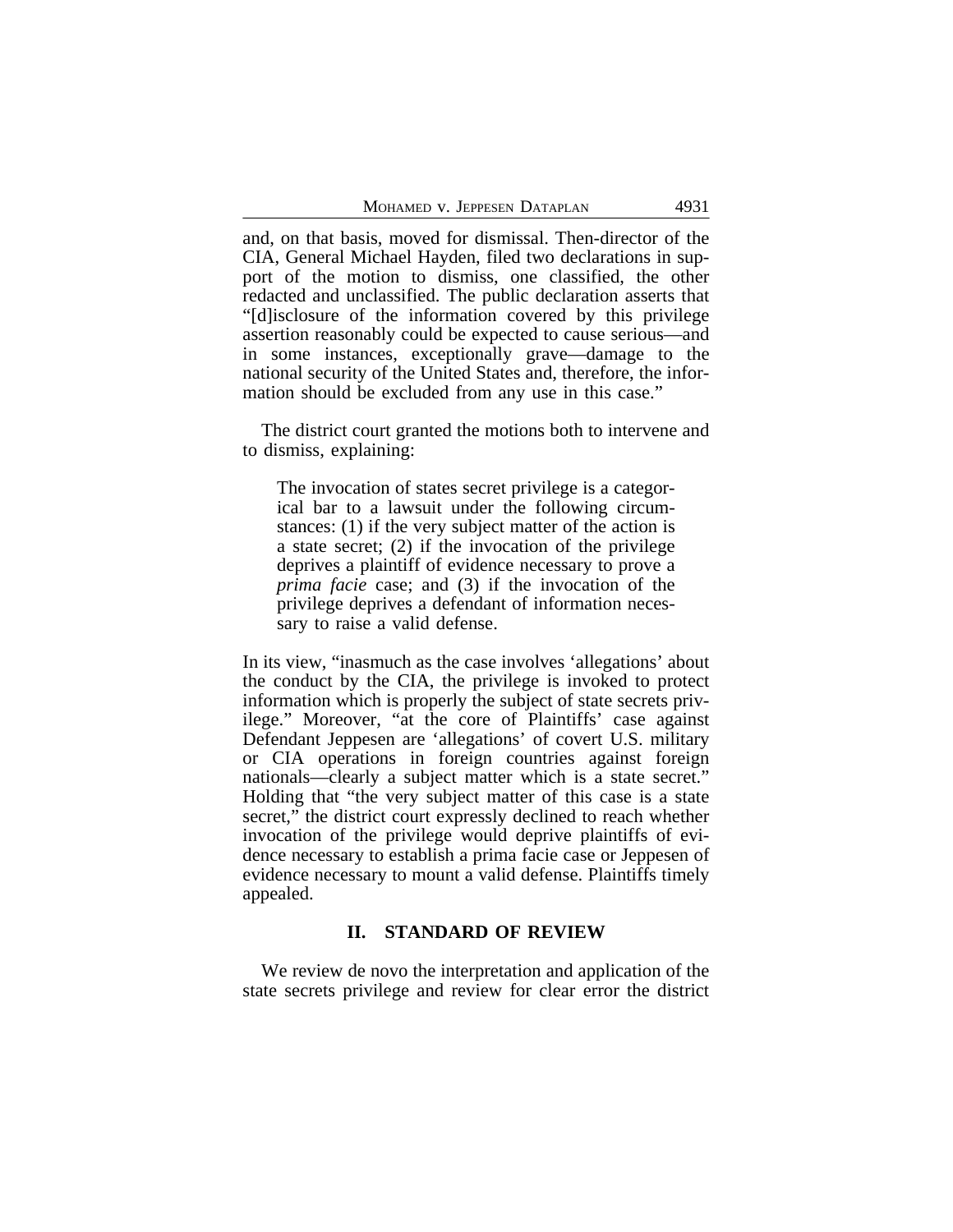and, on that basis, moved for dismissal. Then-director of the CIA, General Michael Hayden, filed two declarations in support of the motion to dismiss, one classified, the other redacted and unclassified. The public declaration asserts that "[d]isclosure of the information covered by this privilege assertion reasonably could be expected to cause serious—and in some instances, exceptionally grave—damage to the national security of the United States and, therefore, the information should be excluded from any use in this case."

The district court granted the motions both to intervene and to dismiss, explaining:

> The invocation of states secret privilege is a categorical bar to a lawsuit under the following circumstances: (1) if the very subject matter of the action is a state secret; (2) if the invocation of the privilege deprives a plaintiff of evidence necessary to prove a *prima facie* case; and (3) if the invocation of the privilege deprives a defendant of information necessary to raise a valid defense.

In its view, "inasmuch as the case involves 'allegations' about the conduct by the CIA, the privilege is invoked to protect information which is properly the subject of state secrets privilege." Moreover, "at the core of Plaintiffs' case against Defendant Jeppesen are 'allegations' of covert U.S. military or CIA operations in foreign countries against foreign nationals—clearly a subject matter which is a state secret." Holding that "the very subject matter of this case is a state secret," the district court expressly declined to reach whether invocation of the privilege would deprive plaintiffs of evidence necessary to establish a prima facie case or Jeppesen of evidence necessary to mount a valid defense. Plaintiffs timely appealed.

## II. STANDARD OF REVIEW

We review de novo the interpretation and application of the state secrets privilege and review for clear error the district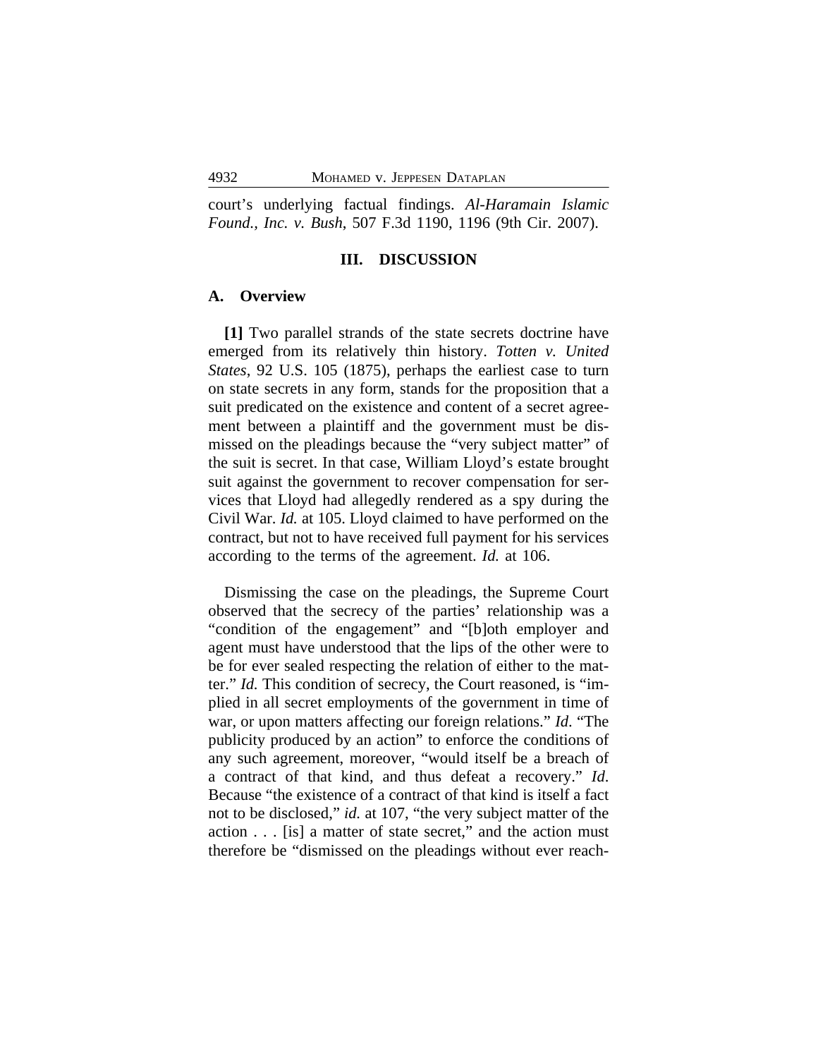court's underlying factual findings. *Al-Haramain Islamic Found., Inc. v. Bush*, 507 F.3d 1190, 1196 (9th Cir. 2007).

## III. DISCUSSION

### A. Overview

**[1]** Two parallel strands of the state secrets doctrine have emerged from its relatively thin history. *Totten v. United States*, 92 U.S. 105 (1875), perhaps the earliest case to turn on state secrets in any form, stands for the proposition that a suit predicated on the existence and content of a secret agreement between a plaintiff and the government must be dismissed on the pleadings because the "very subject matter" of the suit is secret. In that case, William Lloyd's estate brought suit against the government to recover compensation for services that Lloyd had allegedly rendered as a spy during the Civil War. *Id.* at 105. Lloyd claimed to have performed on the contract, but not to have received full payment for his services according to the terms of the agreement. *Id.* at 106.

Dismissing the case on the pleadings, the Supreme Court observed that the secrecy of the parties' relationship was a "condition of the engagement" and "[b]oth employer and agent must have understood that the lips of the other were to be for ever sealed respecting the relation of either to the matter." *Id.* This condition of secrecy, the Court reasoned, is "implied in all secret employments of the government in time of war, or upon matters affecting our foreign relations." *Id*. "The publicity produced by an action" to enforce the conditions of any such agreement, moreover, "would itself be a breach of a contract of that kind, and thus defeat a recovery." *Id*. Because "the existence of a contract of that kind is itself a fact not to be disclosed," *id.* at 107, "the very subject matter of the action . . . [is] a matter of state secret," and the action must therefore be "dismissed on the pleadings without ever reach-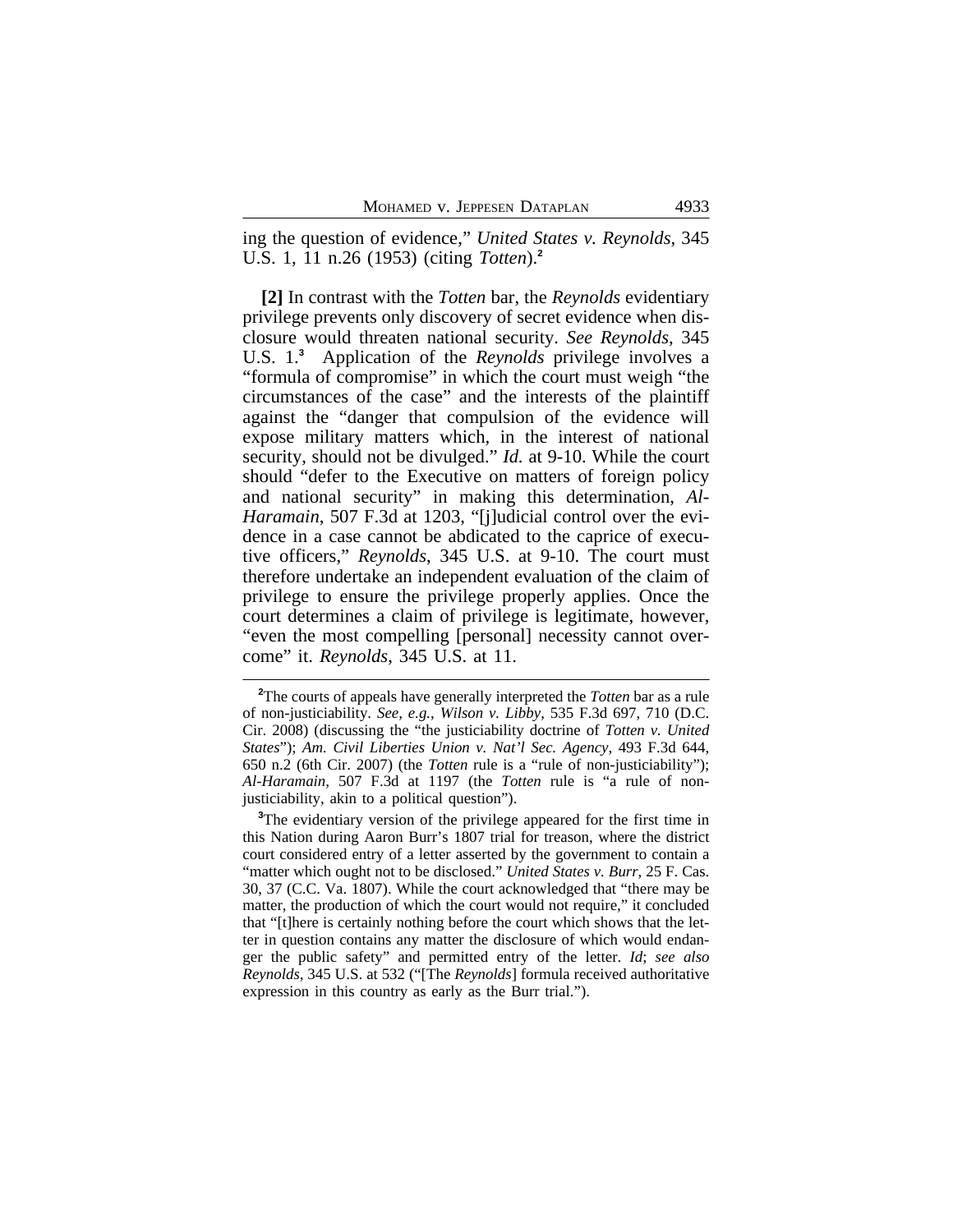ing the question of evidence," *United States v. Reynolds*, 345 U.S. 1, 11 n.26 (1953) (citing *Totten*).[2]

**[2]** In contrast with the *Totten* bar, the *Reynolds* evidentiary privilege prevents only discovery of secret evidence when disclosure would threaten national security. *See Reynolds*, 345 U.S. 1.[3] Application of the *Reynolds* privilege involves a "formula of compromise" in which the court must weigh "the circumstances of the case" and the interests of the plaintiff against the "danger that compulsion of the evidence will expose military matters which, in the interest of national security, should not be divulged." *Id.* at 9-10. While the court should "defer to the Executive on matters of foreign policy and national security" in making this determination, *Al-Haramain*, 507 F.3d at 1203, "[j]udicial control over the evidence in a case cannot be abdicated to the caprice of executive officers," *Reynolds*, 345 U.S. at 9-10. The court must therefore undertake an independent evaluation of the claim of privilege to ensure the privilege properly applies. Once the court determines a claim of privilege is legitimate, however, "even the most compelling [personal] necessity cannot overcome" it. *Reynolds*, 345 U.S. at 11.

---

[2]The courts of appeals have generally interpreted the *Totten* bar as a rule of non-justiciability. *See, e.g.*, *Wilson v. Libby*, 535 F.3d 697, 710 (D.C. Cir. 2008) (discussing the "the justiciability doctrine of *Totten v. United States*"); *Am. Civil Liberties Union v. Nat'l Sec. Agency*, 493 F.3d 644, 650 n.2 (6th Cir. 2007) (the *Totten* rule is a "rule of non-justiciability"); *Al-Haramain*, 507 F.3d at 1197 (the *Totten* rule is "a rule of non-justiciability, akin to a political question").

[3]The evidentiary version of the privilege appeared for the first time in this Nation during Aaron Burr's 1807 trial for treason, where the district court considered entry of a letter asserted by the government to contain a "matter which ought not to be disclosed." *United States v. Burr*, 25 F. Cas. 30, 37 (C.C. Va. 1807). While the court acknowledged that "there may be matter, the production of which the court would not require," it concluded that "[t]here is certainly nothing before the court which shows that the letter in question contains any matter the disclosure of which would endanger the public safety" and permitted entry of the letter. *Id*; *see also Reynolds*, 345 U.S. at 532 ("[The *Reynolds*] formula received authoritative expression in this country as early as the Burr trial.").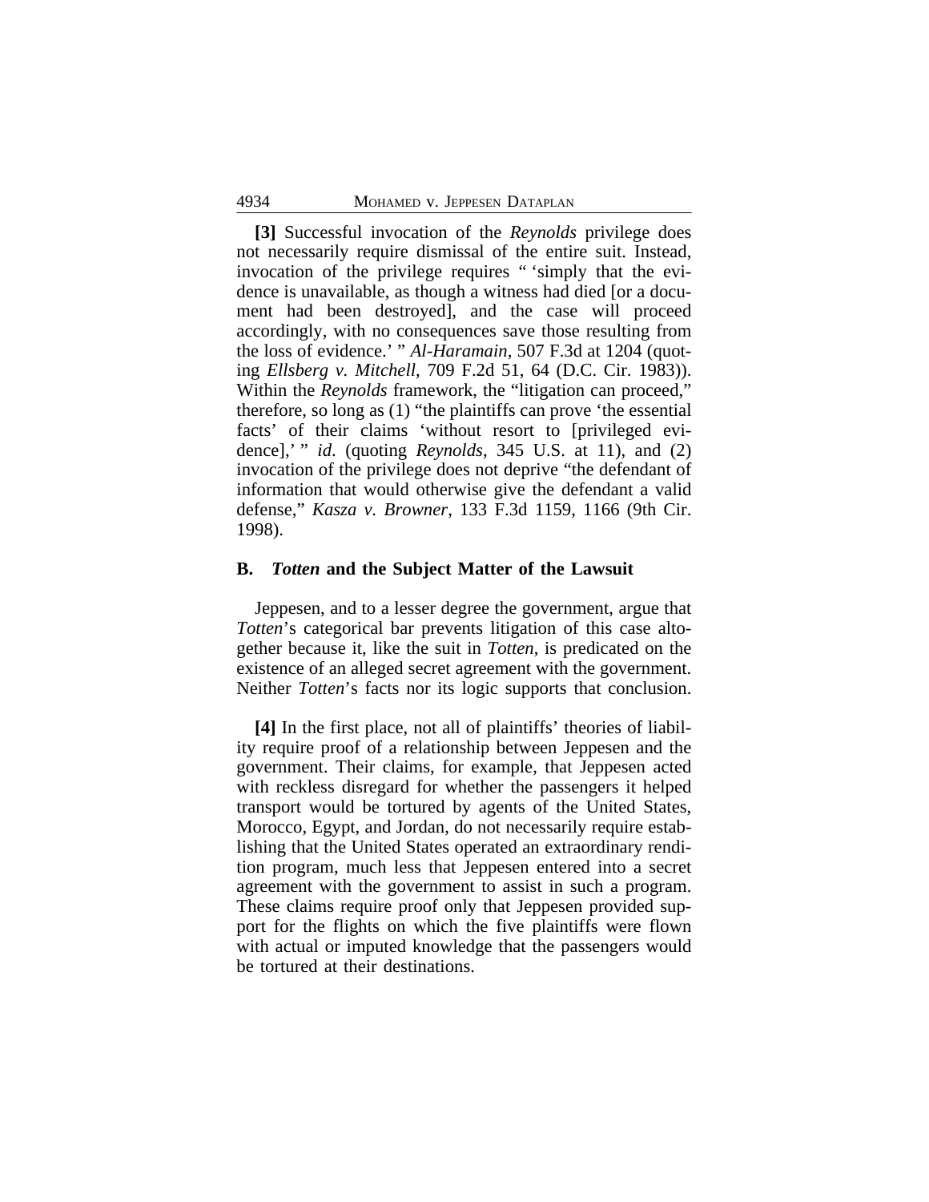**[3]** Successful invocation of the *Reynolds* privilege does not necessarily require dismissal of the entire suit. Instead, invocation of the privilege requires " 'simply that the evidence is unavailable, as though a witness had died [or a document had been destroyed], and the case will proceed accordingly, with no consequences save those resulting from the loss of evidence.' " *Al-Haramain*, 507 F.3d at 1204 (quoting *Ellsberg v. Mitchell*, 709 F.2d 51, 64 (D.C. Cir. 1983)). Within the *Reynolds* framework, the "litigation can proceed," therefore, so long as (1) "the plaintiffs can prove 'the essential facts' of their claims 'without resort to [privileged evidence],' " *id.* (quoting *Reynolds*, 345 U.S. at 11), and (2) invocation of the privilege does not deprive "the defendant of information that would otherwise give the defendant a valid defense," *Kasza v. Browner*, 133 F.3d 1159, 1166 (9th Cir. 1998).

### B. *Totten* and the Subject Matter of the Lawsuit

Jeppesen, and to a lesser degree the government, argue that *Totten*'s categorical bar prevents litigation of this case altogether because it, like the suit in *Totten*, is predicated on the existence of an alleged secret agreement with the government. Neither *Totten*'s facts nor its logic supports that conclusion.

**[4]** In the first place, not all of plaintiffs' theories of liability require proof of a relationship between Jeppesen and the government. Their claims, for example, that Jeppesen acted with reckless disregard for whether the passengers it helped transport would be tortured by agents of the United States, Morocco, Egypt, and Jordan, do not necessarily require establishing that the United States operated an extraordinary rendition program, much less that Jeppesen entered into a secret agreement with the government to assist in such a program. These claims require proof only that Jeppesen provided support for the flights on which the five plaintiffs were flown with actual or imputed knowledge that the passengers would be tortured at their destinations.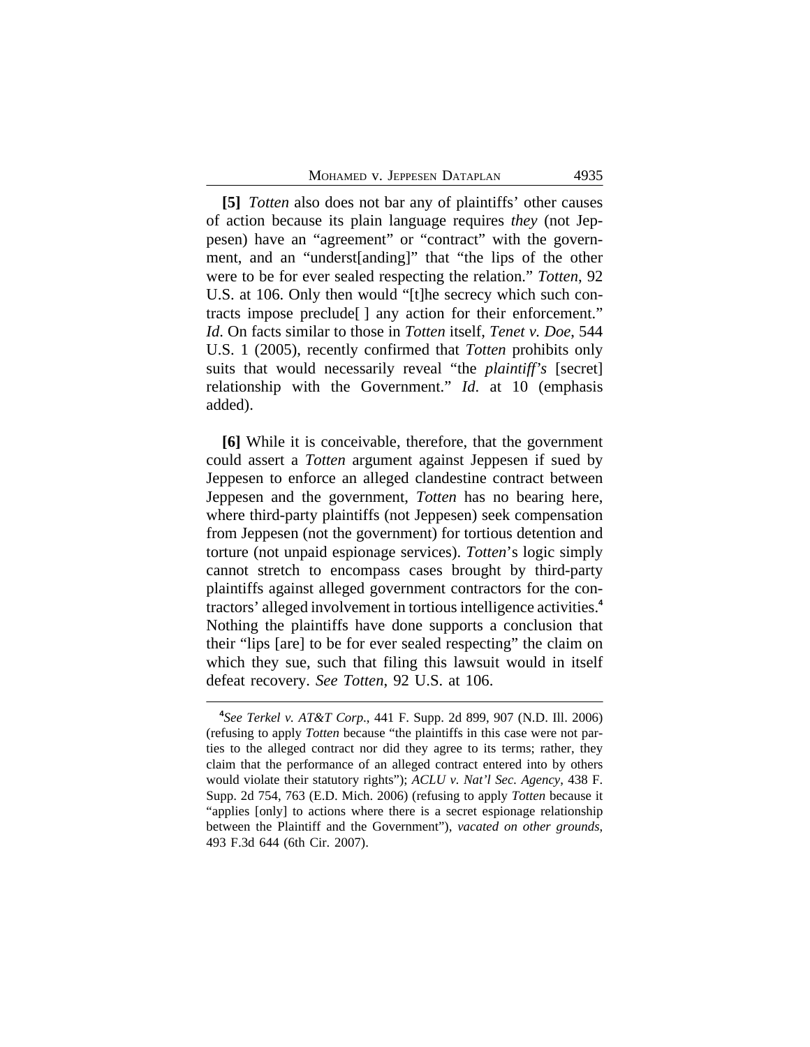**[5]** *Totten* also does not bar any of plaintiffs' other causes of action because its plain language requires *they* (not Jeppesen) have an "agreement" or "contract" with the government, and an "underst[anding]" that "the lips of the other were to be for ever sealed respecting the relation." *Totten*, 92 U.S. at 106. Only then would "[t]he secrecy which such contracts impose preclude[ ] any action for their enforcement." *Id*. On facts similar to those in *Totten* itself, *Tenet v. Doe*, 544 U.S. 1 (2005), recently confirmed that *Totten* prohibits only suits that would necessarily reveal "the *plaintiff's* [secret] relationship with the Government." *Id*. at 10 (emphasis added).

**[6]** While it is conceivable, therefore, that the government could assert a *Totten* argument against Jeppesen if sued by Jeppesen to enforce an alleged clandestine contract between Jeppesen and the government, *Totten* has no bearing here, where third-party plaintiffs (not Jeppesen) seek compensation from Jeppesen (not the government) for tortious detention and torture (not unpaid espionage services). *Totten*'s logic simply cannot stretch to encompass cases brought by third-party plaintiffs against alleged government contractors for the contractors' alleged involvement in tortious intelligence activities.[4] Nothing the plaintiffs have done supports a conclusion that their "lips [are] to be for ever sealed respecting" the claim on which they sue, such that filing this lawsuit would in itself defeat recovery. *See Totten*, 92 U.S. at 106.

---

[4]*See Terkel v. AT&T Corp.*, 441 F. Supp. 2d 899, 907 (N.D. Ill. 2006) (refusing to apply *Totten* because "the plaintiffs in this case were not parties to the alleged contract nor did they agree to its terms; rather, they claim that the performance of an alleged contract entered into by others would violate their statutory rights"); *ACLU v. Nat'l Sec. Agency*, 438 F. Supp. 2d 754, 763 (E.D. Mich. 2006) (refusing to apply *Totten* because it "applies [only] to actions where there is a secret espionage relationship between the Plaintiff and the Government"), *vacated on other grounds*, 493 F.3d 644 (6th Cir. 2007).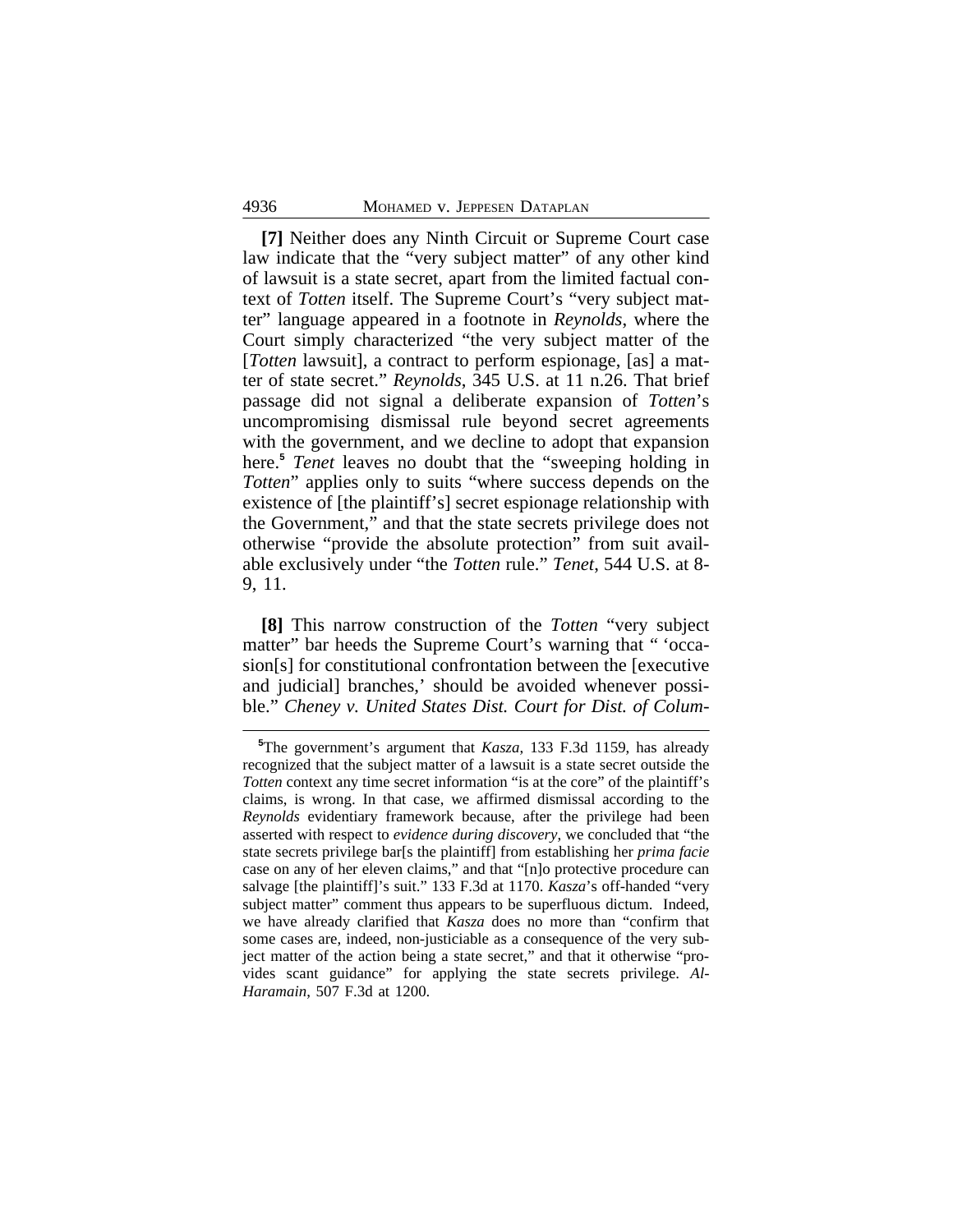**[7]** Neither does any Ninth Circuit or Supreme Court case law indicate that the "very subject matter" of any other kind of lawsuit is a state secret, apart from the limited factual context of *Totten* itself. The Supreme Court's "very subject matter" language appeared in a footnote in *Reynolds*, where the Court simply characterized "the very subject matter of the [*Totten* lawsuit], a contract to perform espionage, [as] a matter of state secret." *Reynolds*, 345 U.S. at 11 n.26. That brief passage did not signal a deliberate expansion of *Totten*'s uncompromising dismissal rule beyond secret agreements with the government, and we decline to adopt that expansion here.[5] *Tenet* leaves no doubt that the "sweeping holding in *Totten*" applies only to suits "where success depends on the existence of [the plaintiff's] secret espionage relationship with the Government," and that the state secrets privilege does not otherwise "provide the absolute protection" from suit available exclusively under "the *Totten* rule." *Tenet*, 544 U.S. at 8-9, 11.

**[8]** This narrow construction of the *Totten* "very subject matter" bar heeds the Supreme Court's warning that " 'occasion[s] for constitutional confrontation between the [executive and judicial] branches,' should be avoided whenever possible." *Cheney v. United States Dist. Court for Dist. of Colum-*

[5]The government's argument that *Kasza*, 133 F.3d 1159, has already recognized that the subject matter of a lawsuit is a state secret outside the *Totten* context any time secret information "is at the core" of the plaintiff's claims, is wrong. In that case, we affirmed dismissal according to the *Reynolds* evidentiary framework because, after the privilege had been asserted with respect to *evidence during discovery*, we concluded that "the state secrets privilege bar[s the plaintiff] from establishing her *prima facie* case on any of her eleven claims," and that "[n]o protective procedure can salvage [the plaintiff]'s suit." 133 F.3d at 1170. *Kasza*'s off-handed "very subject matter" comment thus appears to be superfluous dictum. Indeed, we have already clarified that *Kasza* does no more than "confirm that some cases are, indeed, non-justiciable as a consequence of the very subject matter of the action being a state secret," and that it otherwise "provides scant guidance" for applying the state secrets privilege. *Al-Haramain*, 507 F.3d at 1200.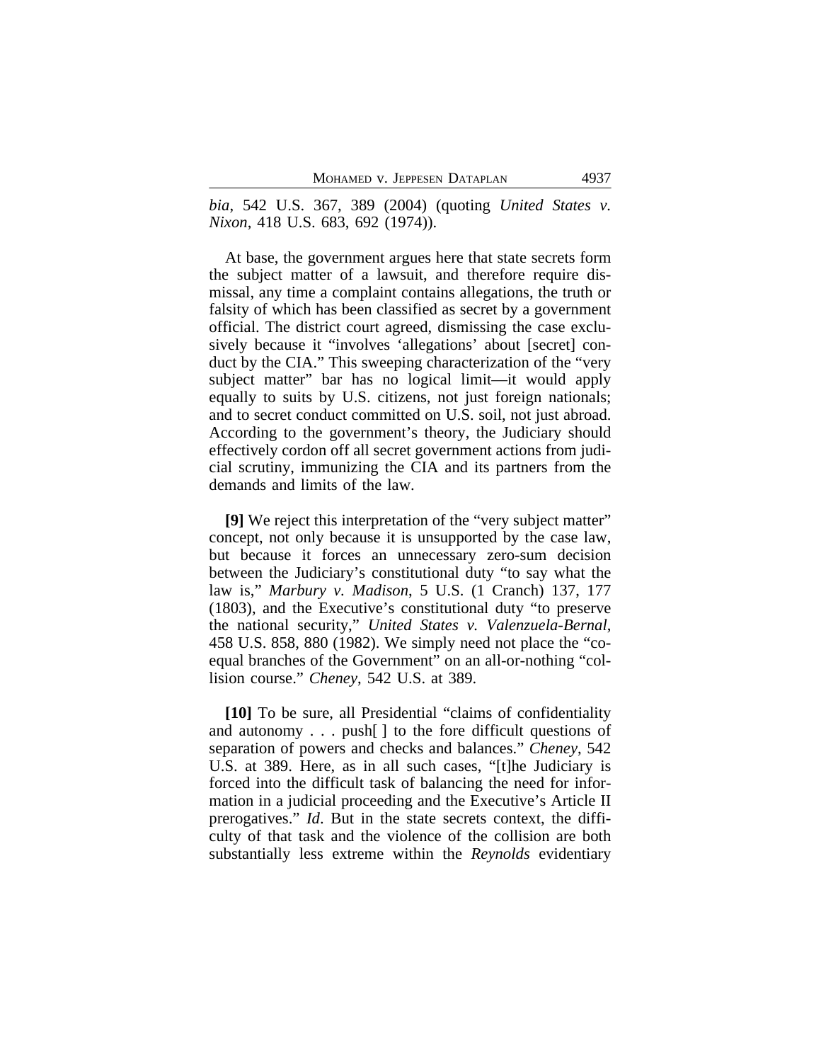*bia*, 542 U.S. 367, 389 (2004) (quoting *United States v. Nixon*, 418 U.S. 683, 692 (1974)).

At base, the government argues here that state secrets form the subject matter of a lawsuit, and therefore require dismissal, any time a complaint contains allegations, the truth or falsity of which has been classified as secret by a government official. The district court agreed, dismissing the case exclusively because it "involves 'allegations' about [secret] conduct by the CIA." This sweeping characterization of the "very subject matter" bar has no logical limit—it would apply equally to suits by U.S. citizens, not just foreign nationals; and to secret conduct committed on U.S. soil, not just abroad. According to the government's theory, the Judiciary should effectively cordon off all secret government actions from judicial scrutiny, immunizing the CIA and its partners from the demands and limits of the law.

**[9]** We reject this interpretation of the "very subject matter" concept, not only because it is unsupported by the case law, but because it forces an unnecessary zero-sum decision between the Judiciary's constitutional duty "to say what the law is," *Marbury v. Madison*, 5 U.S. (1 Cranch) 137, 177 (1803), and the Executive's constitutional duty "to preserve the national security," *United States v. Valenzuela-Bernal*, 458 U.S. 858, 880 (1982). We simply need not place the "co-equal branches of the Government" on an all-or-nothing "collision course." *Cheney*, 542 U.S. at 389.

**[10]** To be sure, all Presidential "claims of confidentiality and autonomy . . . push[ ] to the fore difficult questions of separation of powers and checks and balances." *Cheney*, 542 U.S. at 389. Here, as in all such cases, "[t]he Judiciary is forced into the difficult task of balancing the need for information in a judicial proceeding and the Executive's Article II prerogatives." *Id*. But in the state secrets context, the difficulty of that task and the violence of the collision are both substantially less extreme within the *Reynolds* evidentiary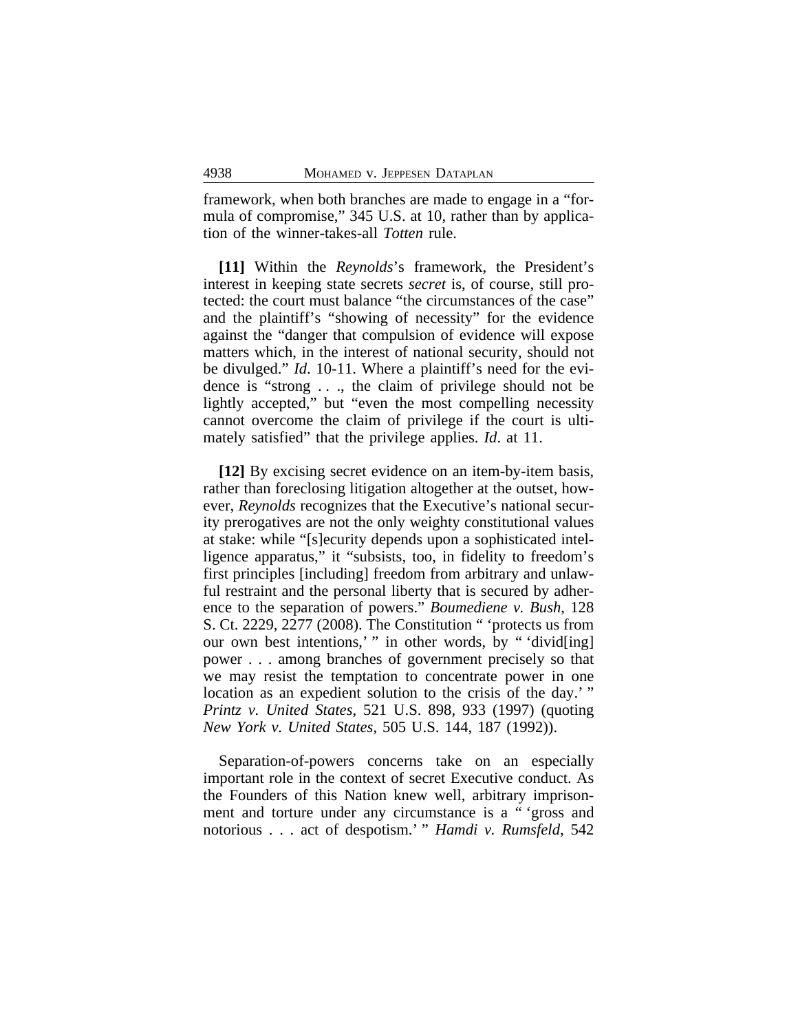framework, when both branches are made to engage in a "formula of compromise," 345 U.S. at 10, rather than by application of the winner-takes-all *Totten* rule.

**[11]** Within the *Reynolds*'s framework, the President's interest in keeping state secrets *secret* is, of course, still protected: the court must balance "the circumstances of the case" and the plaintiff's "showing of necessity" for the evidence against the "danger that compulsion of evidence will expose matters which, in the interest of national security, should not be divulged." *Id.* 10-11. Where a plaintiff's need for the evidence is "strong . . ., the claim of privilege should not be lightly accepted," but "even the most compelling necessity cannot overcome the claim of privilege if the court is ultimately satisfied" that the privilege applies. *Id*. at 11.

**[12]** By excising secret evidence on an item-by-item basis, rather than foreclosing litigation altogether at the outset, however, *Reynolds* recognizes that the Executive's national security prerogatives are not the only weighty constitutional values at stake: while "[s]ecurity depends upon a sophisticated intelligence apparatus," it "subsists, too, in fidelity to freedom's first principles [including] freedom from arbitrary and unlawful restraint and the personal liberty that is secured by adherence to the separation of powers." *Boumediene v. Bush*, 128 S. Ct. 2229, 2277 (2008). The Constitution " 'protects us from our own best intentions,' " in other words, by " 'divid[ing] power . . . among branches of government precisely so that we may resist the temptation to concentrate power in one location as an expedient solution to the crisis of the day.' " *Printz v. United States*, 521 U.S. 898, 933 (1997) (quoting *New York v. United States*, 505 U.S. 144, 187 (1992)).

Separation-of-powers concerns take on an especially important role in the context of secret Executive conduct. As the Founders of this Nation knew well, arbitrary imprisonment and torture under any circumstance is a " 'gross and notorious . . . act of despotism.' " *Hamdi v. Rumsfeld*, 542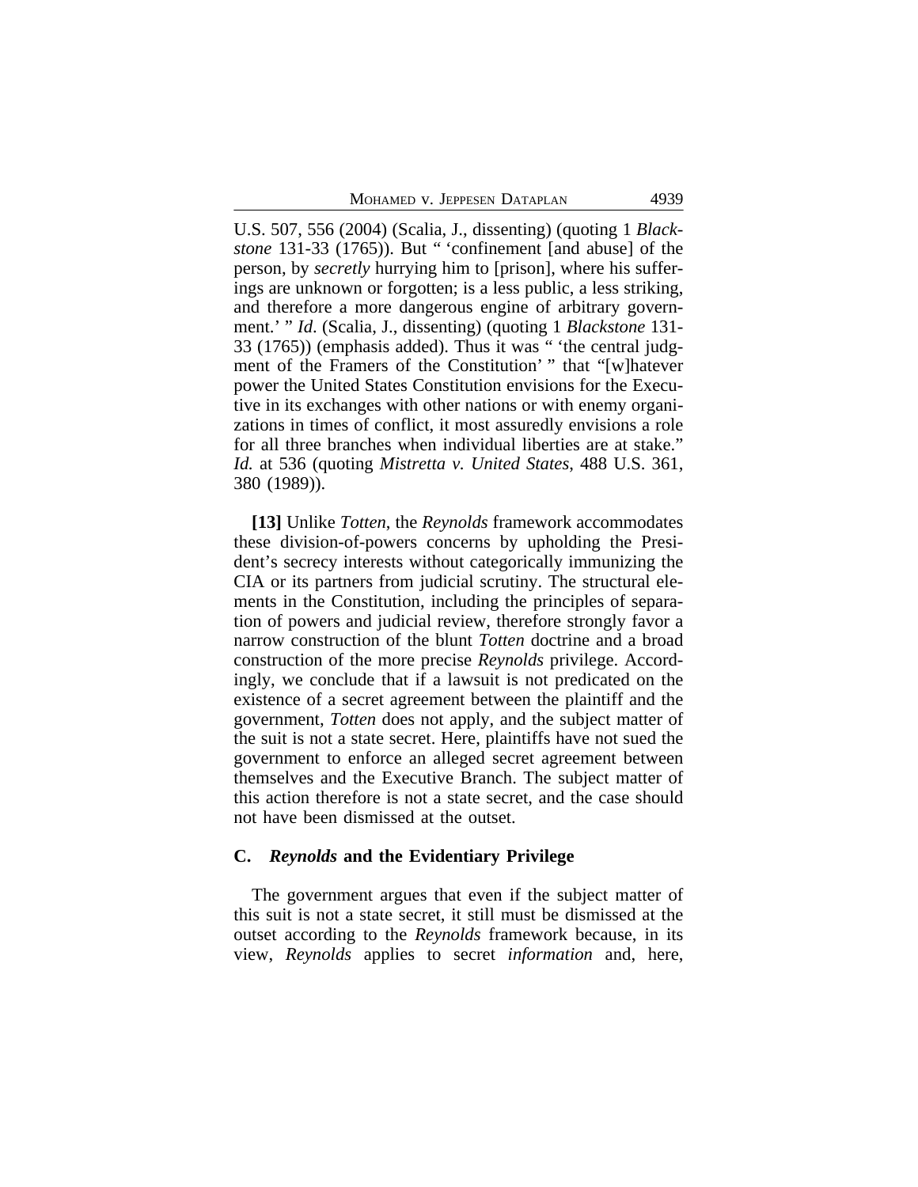U.S. 507, 556 (2004) (Scalia, J., dissenting) (quoting 1 *Blackstone* 131-33 (1765)). But " 'confinement [and abuse] of the person, by *secretly* hurrying him to [prison], where his sufferings are unknown or forgotten; is a less public, a less striking, and therefore a more dangerous engine of arbitrary government.' " *Id.* (Scalia, J., dissenting) (quoting 1 *Blackstone* 131-33 (1765)) (emphasis added). Thus it was " 'the central judgment of the Framers of the Constitution' " that "[w]hatever power the United States Constitution envisions for the Executive in its exchanges with other nations or with enemy organizations in times of conflict, it most assuredly envisions a role for all three branches when individual liberties are at stake." *Id.* at 536 (quoting *Mistretta v. United States*, 488 U.S. 361, 380 (1989)).

**[13]** Unlike *Totten*, the *Reynolds* framework accommodates these division-of-powers concerns by upholding the President's secrecy interests without categorically immunizing the CIA or its partners from judicial scrutiny. The structural elements in the Constitution, including the principles of separation of powers and judicial review, therefore strongly favor a narrow construction of the blunt *Totten* doctrine and a broad construction of the more precise *Reynolds* privilege. Accordingly, we conclude that if a lawsuit is not predicated on the existence of a secret agreement between the plaintiff and the government, *Totten* does not apply, and the subject matter of the suit is not a state secret. Here, plaintiffs have not sued the government to enforce an alleged secret agreement between themselves and the Executive Branch. The subject matter of this action therefore is not a state secret, and the case should not have been dismissed at the outset.

### C. *Reynolds* and the Evidentiary Privilege

The government argues that even if the subject matter of this suit is not a state secret, it still must be dismissed at the outset according to the *Reynolds* framework because, in its view, *Reynolds* applies to secret *information* and, here,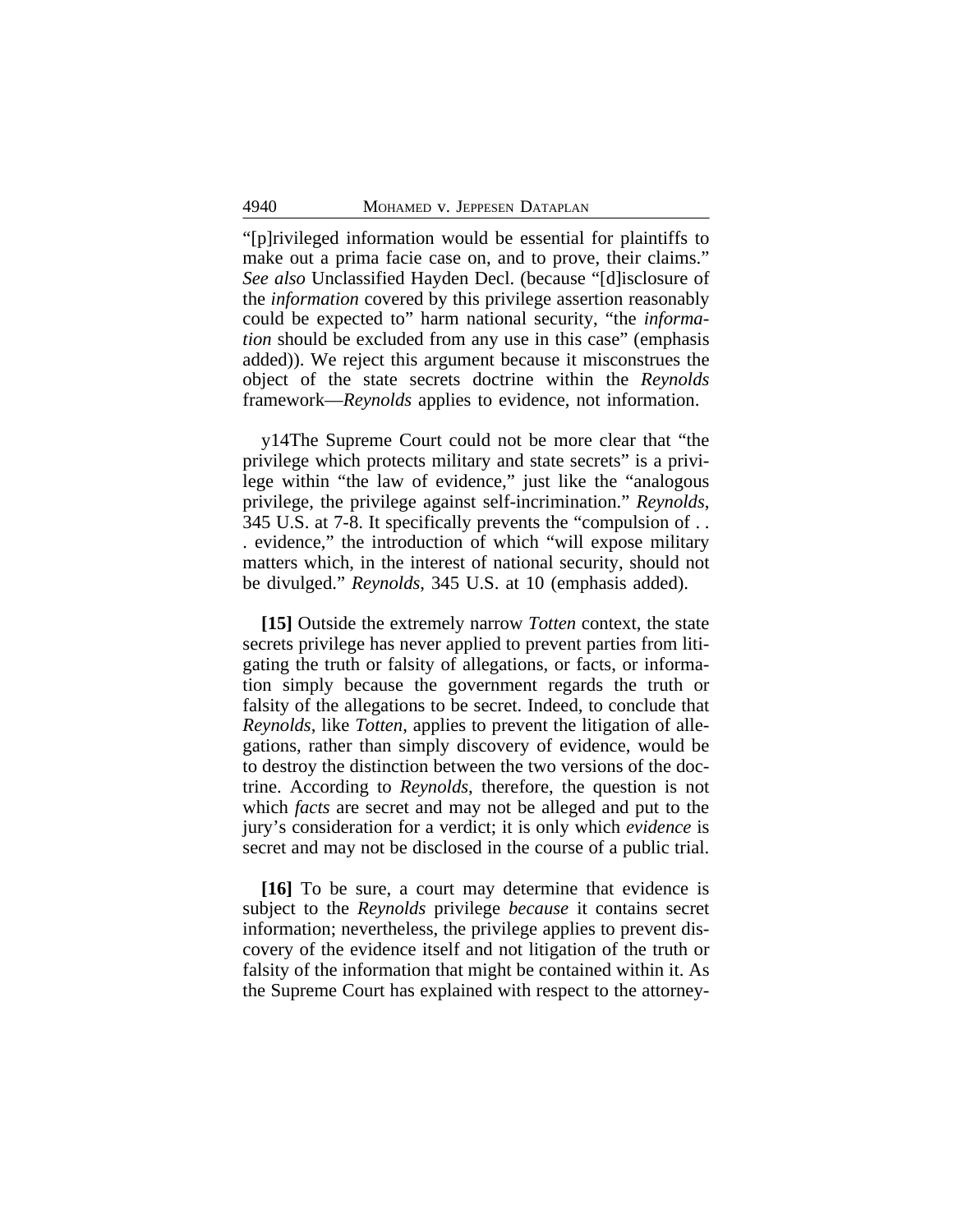"[p]rivileged information would be essential for plaintiffs to make out a prima facie case on, and to prove, their claims." *See also* Unclassified Hayden Decl. (because "[d]isclosure of the *information* covered by this privilege assertion reasonably could be expected to" harm national security, "the *information* should be excluded from any use in this case" (emphasis added)). We reject this argument because it misconstrues the object of the state secrets doctrine within the *Reynolds* framework—*Reynolds* applies to evidence, not information.

y14The Supreme Court could not be more clear that "the privilege which protects military and state secrets" is a privilege within "the law of evidence," just like the "analogous privilege, the privilege against self-incrimination." *Reynolds*, 345 U.S. at 7-8. It specifically prevents the "compulsion of . . . evidence," the introduction of which "will expose military matters which, in the interest of national security, should not be divulged." *Reynolds*, 345 U.S. at 10 (emphasis added).

**[15]** Outside the extremely narrow *Totten* context, the state secrets privilege has never applied to prevent parties from litigating the truth or falsity of allegations, or facts, or information simply because the government regards the truth or falsity of the allegations to be secret. Indeed, to conclude that *Reynolds*, like *Totten*, applies to prevent the litigation of allegations, rather than simply discovery of evidence, would be to destroy the distinction between the two versions of the doctrine. According to *Reynolds*, therefore, the question is not which *facts* are secret and may not be alleged and put to the jury's consideration for a verdict; it is only which *evidence* is secret and may not be disclosed in the course of a public trial.

**[16]** To be sure, a court may determine that evidence is subject to the *Reynolds* privilege *because* it contains secret information; nevertheless, the privilege applies to prevent discovery of the evidence itself and not litigation of the truth or falsity of the information that might be contained within it. As the Supreme Court has explained with respect to the attorney-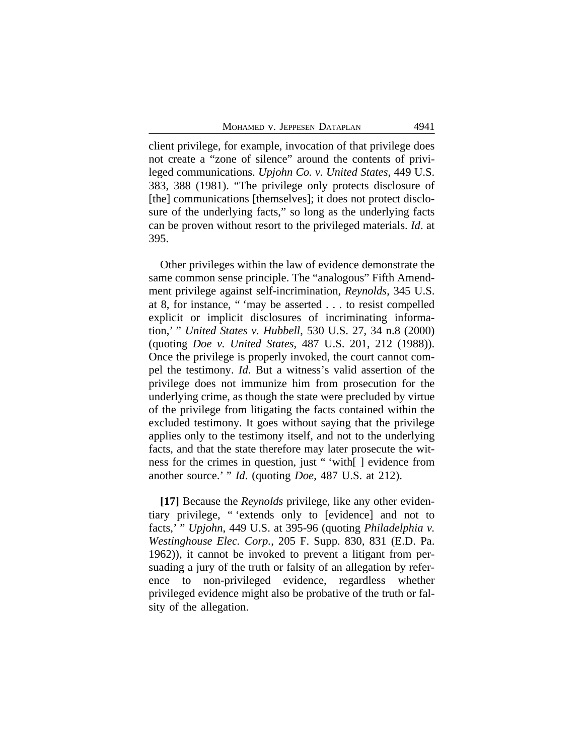client privilege, for example, invocation of that privilege does not create a "zone of silence" around the contents of privileged communications. *Upjohn Co. v. United States*, 449 U.S. 383, 388 (1981). "The privilege only protects disclosure of [the] communications [themselves]; it does not protect disclosure of the underlying facts," so long as the underlying facts can be proven without resort to the privileged materials. *Id*. at 395.

Other privileges within the law of evidence demonstrate the same common sense principle. The "analogous" Fifth Amendment privilege against self-incrimination, *Reynolds*, 345 U.S. at 8, for instance, " 'may be asserted . . . to resist compelled explicit or implicit disclosures of incriminating information,' " *United States v. Hubbell*, 530 U.S. 27, 34 n.8 (2000) (quoting *Doe v. United States*, 487 U.S. 201, 212 (1988)). Once the privilege is properly invoked, the court cannot compel the testimony. *Id.* But a witness's valid assertion of the privilege does not immunize him from prosecution for the underlying crime, as though the state were precluded by virtue of the privilege from litigating the facts contained within the excluded testimony. It goes without saying that the privilege applies only to the testimony itself, and not to the underlying facts, and that the state therefore may later prosecute the witness for the crimes in question, just " 'with[ ] evidence from another source.' " *Id*. (quoting *Doe*, 487 U.S. at 212).

**[17]** Because the *Reynolds* privilege, like any other evidentiary privilege, " 'extends only to [evidence] and not to facts,' " *Upjohn*, 449 U.S. at 395-96 (quoting *Philadelphia v. Westinghouse Elec. Corp.*, 205 F. Supp. 830, 831 (E.D. Pa. 1962)), it cannot be invoked to prevent a litigant from persuading a jury of the truth or falsity of an allegation by reference to non-privileged evidence, regardless whether privileged evidence might also be probative of the truth or falsity of the allegation.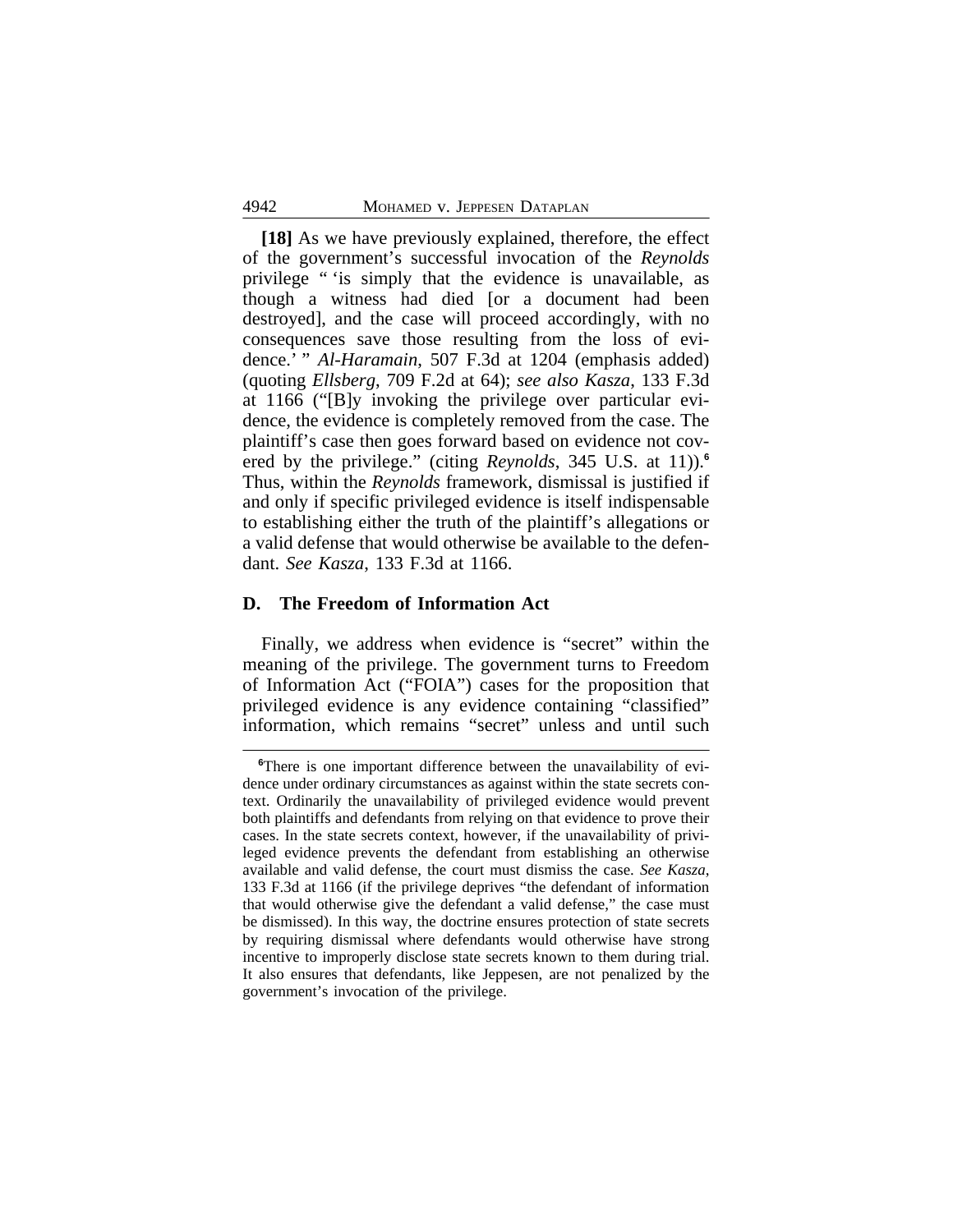**[18]** As we have previously explained, therefore, the effect of the government's successful invocation of the *Reynolds* privilege " 'is simply that the evidence is unavailable, as though a witness had died [or a document had been destroyed], and the case will proceed accordingly, with no consequences save those resulting from the loss of evidence.' " *Al-Haramain*, 507 F.3d at 1204 (emphasis added) (quoting *Ellsberg*, 709 F.2d at 64); *see also Kasza*, 133 F.3d at 1166 ("[B]y invoking the privilege over particular evidence, the evidence is completely removed from the case. The plaintiff's case then goes forward based on evidence not covered by the privilege." (citing *Reynolds*, 345 U.S. at 11)).[6] Thus, within the *Reynolds* framework, dismissal is justified if and only if specific privileged evidence is itself indispensable to establishing either the truth of the plaintiff's allegations or a valid defense that would otherwise be available to the defendant. *See Kasza*, 133 F.3d at 1166.

### D. The Freedom of Information Act

Finally, we address when evidence is "secret" within the meaning of the privilege. The government turns to Freedom of Information Act ("FOIA") cases for the proposition that privileged evidence is any evidence containing "classified" information, which remains "secret" unless and until such

---

[6]There is one important difference between the unavailability of evidence under ordinary circumstances as against within the state secrets context. Ordinarily the unavailability of privileged evidence would prevent both plaintiffs and defendants from relying on that evidence to prove their cases. In the state secrets context, however, if the unavailability of privileged evidence prevents the defendant from establishing an otherwise available and valid defense, the court must dismiss the case. *See Kasza*, 133 F.3d at 1166 (if the privilege deprives "the defendant of information that would otherwise give the defendant a valid defense," the case must be dismissed). In this way, the doctrine ensures protection of state secrets by requiring dismissal where defendants would otherwise have strong incentive to improperly disclose state secrets known to them during trial. It also ensures that defendants, like Jeppesen, are not penalized by the government's invocation of the privilege.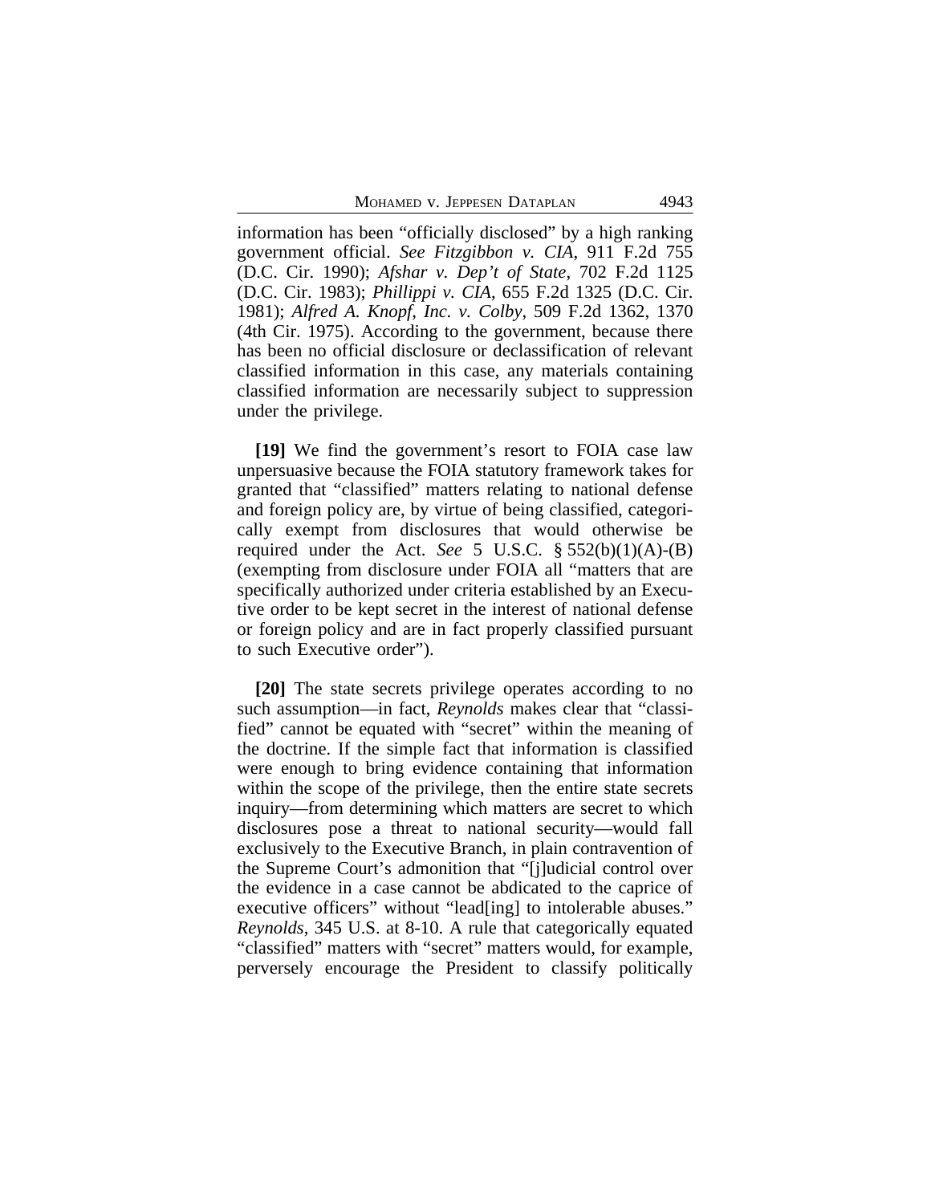information has been "officially disclosed" by a high ranking government official. *See Fitzgibbon v. CIA*, 911 F.2d 755 (D.C. Cir. 1990); *Afshar v. Dep't of State*, 702 F.2d 1125 (D.C. Cir. 1983); *Phillippi v. CIA*, 655 F.2d 1325 (D.C. Cir. 1981); *Alfred A. Knopf, Inc. v. Colby*, 509 F.2d 1362, 1370 (4th Cir. 1975). According to the government, because there has been no official disclosure or declassification of relevant classified information in this case, any materials containing classified information are necessarily subject to suppression under the privilege.

**[19]** We find the government's resort to FOIA case law unpersuasive because the FOIA statutory framework takes for granted that "classified" matters relating to national defense and foreign policy are, by virtue of being classified, categorically exempt from disclosures that would otherwise be required under the Act. *See* 5 U.S.C. § 552(b)(1)(A)-(B) (exempting from disclosure under FOIA all "matters that are specifically authorized under criteria established by an Executive order to be kept secret in the interest of national defense or foreign policy and are in fact properly classified pursuant to such Executive order").

**[20]** The state secrets privilege operates according to no such assumption—in fact, *Reynolds* makes clear that "classified" cannot be equated with "secret" within the meaning of the doctrine. If the simple fact that information is classified were enough to bring evidence containing that information within the scope of the privilege, then the entire state secrets inquiry—from determining which matters are secret to which disclosures pose a threat to national security—would fall exclusively to the Executive Branch, in plain contravention of the Supreme Court's admonition that "[j]udicial control over the evidence in a case cannot be abdicated to the caprice of executive officers" without "lead[ing] to intolerable abuses." *Reynolds*, 345 U.S. at 8-10. A rule that categorically equated "classified" matters with "secret" matters would, for example, perversely encourage the President to classify politically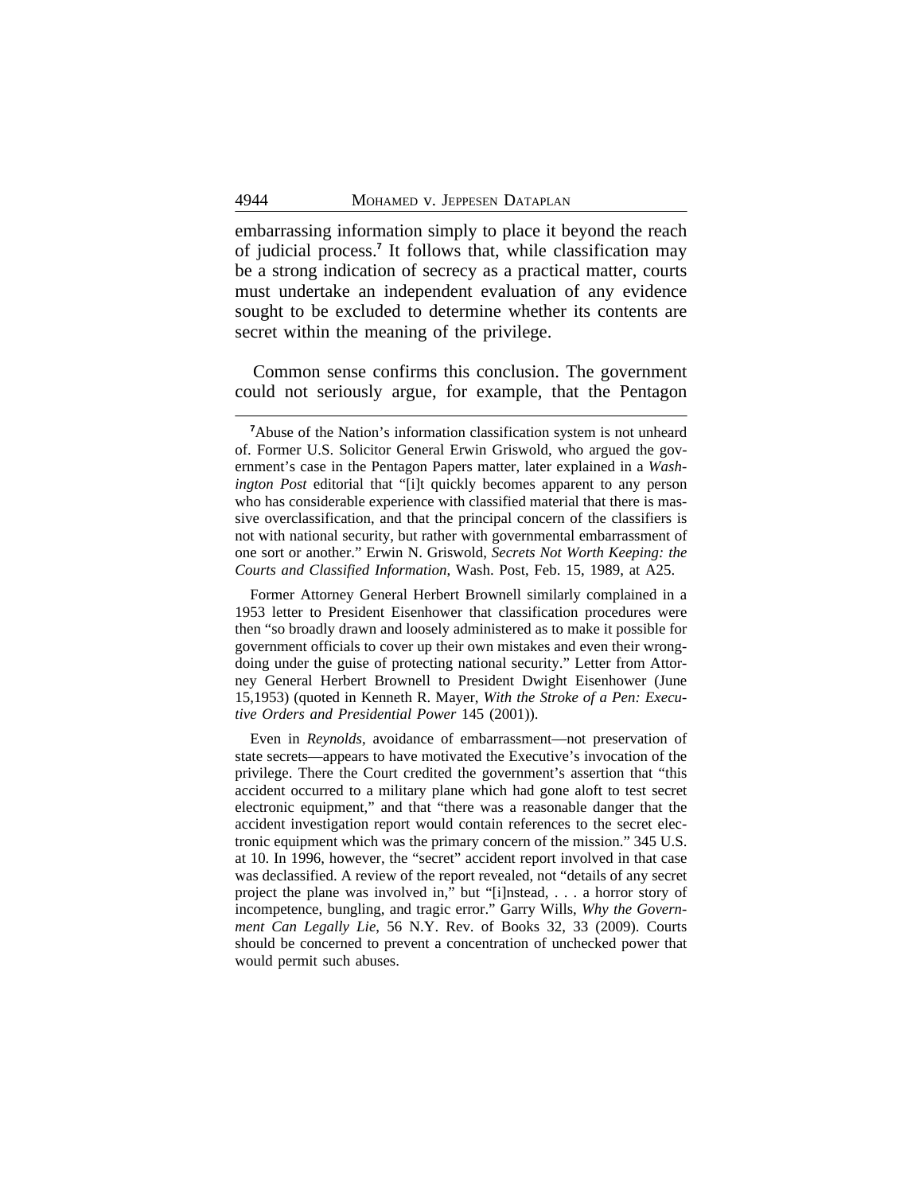embarrassing information simply to place it beyond the reach of judicial process.[7] It follows that, while classification may be a strong indication of secrecy as a practical matter, courts must undertake an independent evaluation of any evidence sought to be excluded to determine whether its contents are secret within the meaning of the privilege.

Common sense confirms this conclusion. The government could not seriously argue, for example, that the Pentagon

---

[7]Abuse of the Nation's information classification system is not unheard of. Former U.S. Solicitor General Erwin Griswold, who argued the government's case in the Pentagon Papers matter, later explained in a *Washington Post* editorial that "[i]t quickly becomes apparent to any person who has considerable experience with classified material that there is massive overclassification, and that the principal concern of the classifiers is not with national security, but rather with governmental embarrassment of one sort or another." Erwin N. Griswold, *Secrets Not Worth Keeping: the Courts and Classified Information*, Wash. Post, Feb. 15, 1989, at A25.

Former Attorney General Herbert Brownell similarly complained in a 1953 letter to President Eisenhower that classification procedures were then "so broadly drawn and loosely administered as to make it possible for government officials to cover up their own mistakes and even their wrongdoing under the guise of protecting national security." Letter from Attorney General Herbert Brownell to President Dwight Eisenhower (June 15,1953) (quoted in Kenneth R. Mayer, *With the Stroke of a Pen: Executive Orders and Presidential Power* 145 (2001)).

Even in *Reynolds*, avoidance of embarrassment—not preservation of state secrets—appears to have motivated the Executive's invocation of the privilege. There the Court credited the government's assertion that "this accident occurred to a military plane which had gone aloft to test secret electronic equipment," and that "there was a reasonable danger that the accident investigation report would contain references to the secret electronic equipment which was the primary concern of the mission." 345 U.S. at 10. In 1996, however, the "secret" accident report involved in that case was declassified. A review of the report revealed, not "details of any secret project the plane was involved in," but "[i]nstead, . . . a horror story of incompetence, bungling, and tragic error." Garry Wills, *Why the Government Can Legally Lie*, 56 N.Y. Rev. of Books 32, 33 (2009). Courts should be concerned to prevent a concentration of unchecked power that would permit such abuses.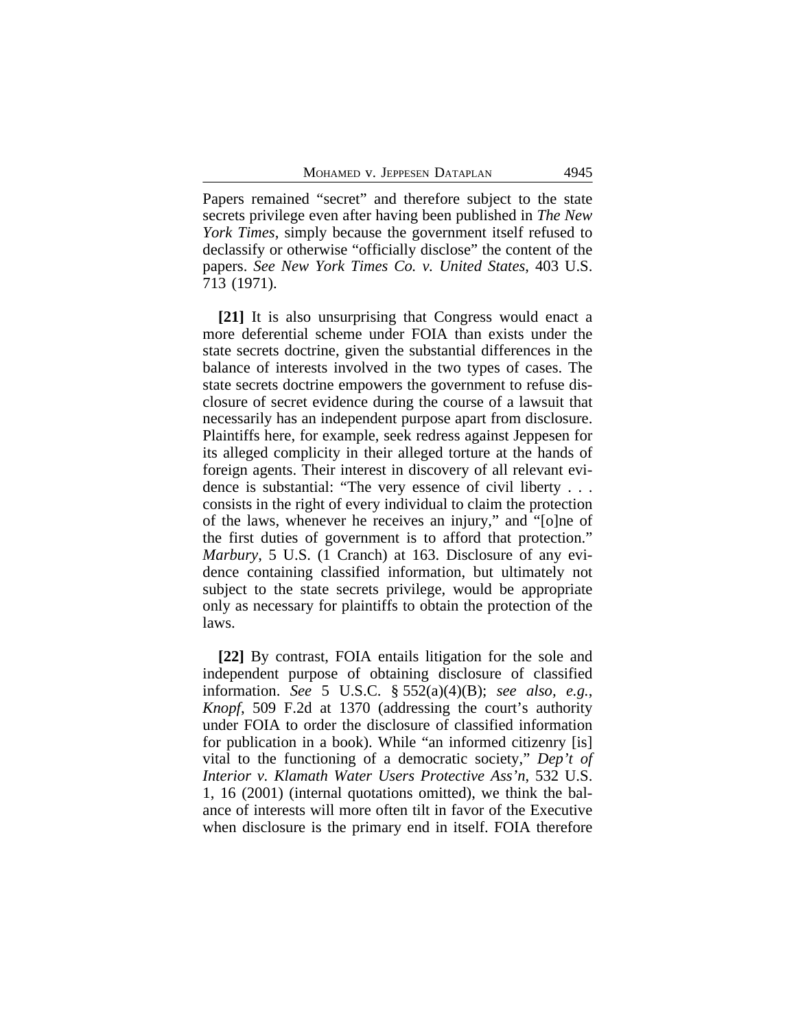Papers remained "secret" and therefore subject to the state secrets privilege even after having been published in *The New York Times*, simply because the government itself refused to declassify or otherwise "officially disclose" the content of the papers. *See New York Times Co. v. United States*, 403 U.S. 713 (1971).

**[21]** It is also unsurprising that Congress would enact a more deferential scheme under FOIA than exists under the state secrets doctrine, given the substantial differences in the balance of interests involved in the two types of cases. The state secrets doctrine empowers the government to refuse disclosure of secret evidence during the course of a lawsuit that necessarily has an independent purpose apart from disclosure. Plaintiffs here, for example, seek redress against Jeppesen for its alleged complicity in their alleged torture at the hands of foreign agents. Their interest in discovery of all relevant evidence is substantial: "The very essence of civil liberty . . . consists in the right of every individual to claim the protection of the laws, whenever he receives an injury," and "[o]ne of the first duties of government is to afford that protection." *Marbury*, 5 U.S. (1 Cranch) at 163. Disclosure of any evidence containing classified information, but ultimately not subject to the state secrets privilege, would be appropriate only as necessary for plaintiffs to obtain the protection of the laws.

**[22]** By contrast, FOIA entails litigation for the sole and independent purpose of obtaining disclosure of classified information. *See* 5 U.S.C. § 552(a)(4)(B); *see also, e.g.*, *Knopf*, 509 F.2d at 1370 (addressing the court's authority under FOIA to order the disclosure of classified information for publication in a book). While "an informed citizenry [is] vital to the functioning of a democratic society," *Dep't of Interior v. Klamath Water Users Protective Ass'n*, 532 U.S. 1, 16 (2001) (internal quotations omitted), we think the balance of interests will more often tilt in favor of the Executive when disclosure is the primary end in itself. FOIA therefore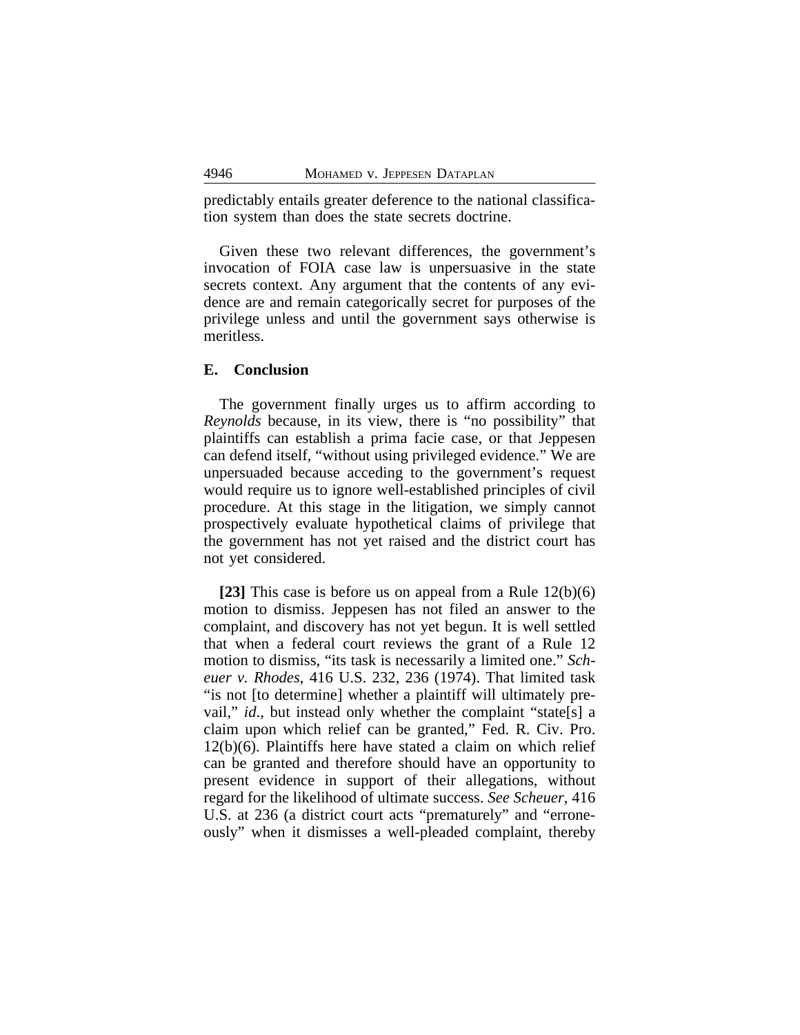predictably entails greater deference to the national classification system than does the state secrets doctrine.

Given these two relevant differences, the government's invocation of FOIA case law is unpersuasive in the state secrets context. Any argument that the contents of any evidence are and remain categorically secret for purposes of the privilege unless and until the government says otherwise is meritless.

### E. Conclusion

The government finally urges us to affirm according to *Reynolds* because, in its view, there is "no possibility" that plaintiffs can establish a prima facie case, or that Jeppesen can defend itself, "without using privileged evidence." We are unpersuaded because acceding to the government's request would require us to ignore well-established principles of civil procedure. At this stage in the litigation, we simply cannot prospectively evaluate hypothetical claims of privilege that the government has not yet raised and the district court has not yet considered.

**[23]** This case is before us on appeal from a Rule 12(b)(6) motion to dismiss. Jeppesen has not filed an answer to the complaint, and discovery has not yet begun. It is well settled that when a federal court reviews the grant of a Rule 12 motion to dismiss, "its task is necessarily a limited one." *Scheuer v. Rhodes*, 416 U.S. 232, 236 (1974). That limited task "is not [to determine] whether a plaintiff will ultimately prevail," *id*., but instead only whether the complaint "state[s] a claim upon which relief can be granted," Fed. R. Civ. Pro. 12(b)(6). Plaintiffs here have stated a claim on which relief can be granted and therefore should have an opportunity to present evidence in support of their allegations, without regard for the likelihood of ultimate success. *See Scheuer*, 416 U.S. at 236 (a district court acts "prematurely" and "erroneously" when it dismisses a well-pleaded complaint, thereby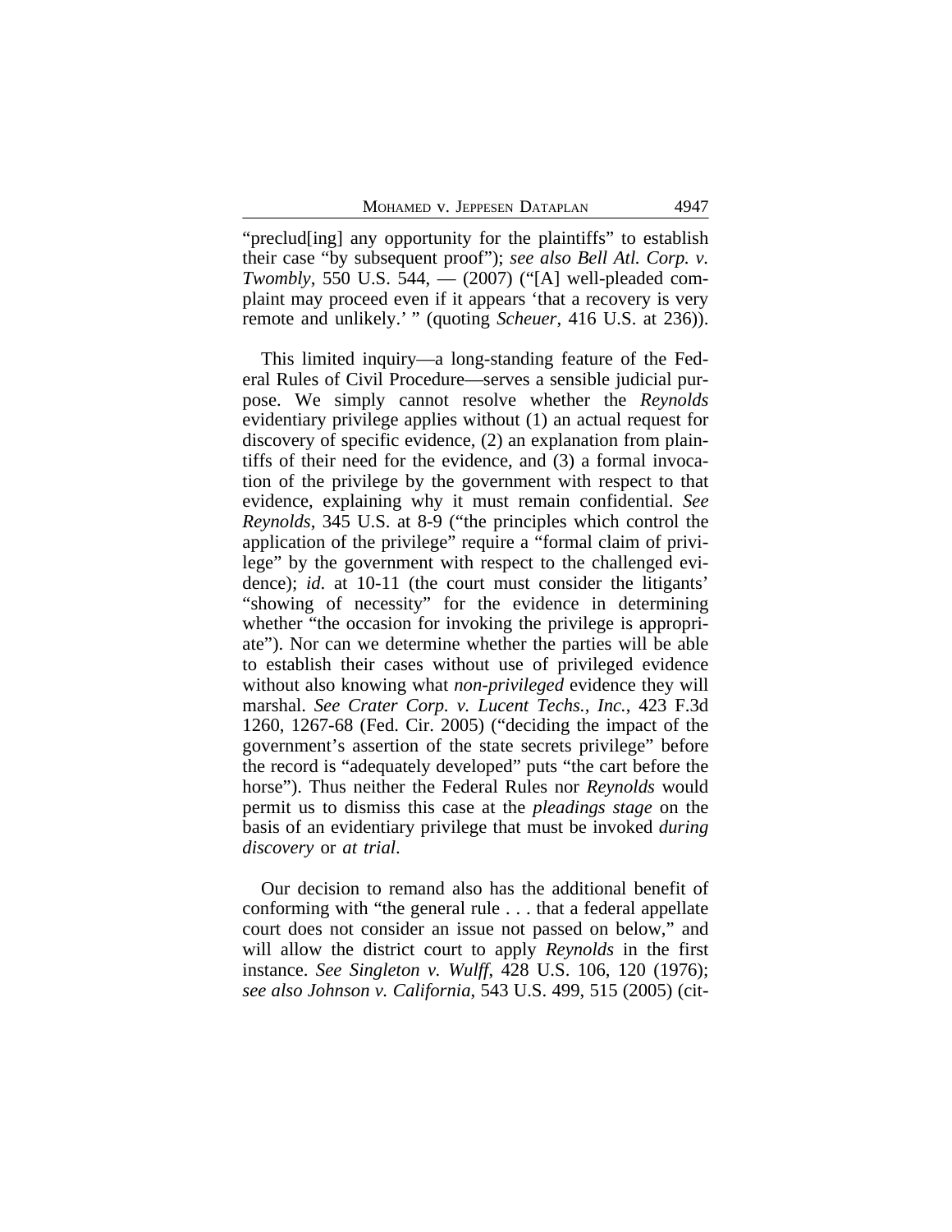"preclud[ing] any opportunity for the plaintiffs" to establish their case "by subsequent proof"); *see also Bell Atl. Corp. v. Twombly*, 550 U.S. 544, — (2007) ("[A] well-pleaded complaint may proceed even if it appears 'that a recovery is very remote and unlikely.' " (quoting *Scheuer*, 416 U.S. at 236)).

This limited inquiry—a long-standing feature of the Federal Rules of Civil Procedure—serves a sensible judicial purpose. We simply cannot resolve whether the *Reynolds* evidentiary privilege applies without (1) an actual request for discovery of specific evidence, (2) an explanation from plaintiffs of their need for the evidence, and (3) a formal invocation of the privilege by the government with respect to that evidence, explaining why it must remain confidential. *See Reynolds*, 345 U.S. at 8-9 ("the principles which control the application of the privilege" require a "formal claim of privilege" by the government with respect to the challenged evidence); *id*. at 10-11 (the court must consider the litigants' "showing of necessity" for the evidence in determining whether "the occasion for invoking the privilege is appropriate"). Nor can we determine whether the parties will be able to establish their cases without use of privileged evidence without also knowing what *non-privileged* evidence they will marshal. *See Crater Corp. v. Lucent Techs., Inc.*, 423 F.3d 1260, 1267-68 (Fed. Cir. 2005) ("deciding the impact of the government's assertion of the state secrets privilege" before the record is "adequately developed" puts "the cart before the horse"). Thus neither the Federal Rules nor *Reynolds* would permit us to dismiss this case at the *pleadings stage* on the basis of an evidentiary privilege that must be invoked *during discovery* or *at trial*.

Our decision to remand also has the additional benefit of conforming with "the general rule . . . that a federal appellate court does not consider an issue not passed on below," and will allow the district court to apply *Reynolds* in the first instance. *See Singleton v. Wulff*, 428 U.S. 106, 120 (1976); *see also Johnson v. California*, 543 U.S. 499, 515 (2005) (cit-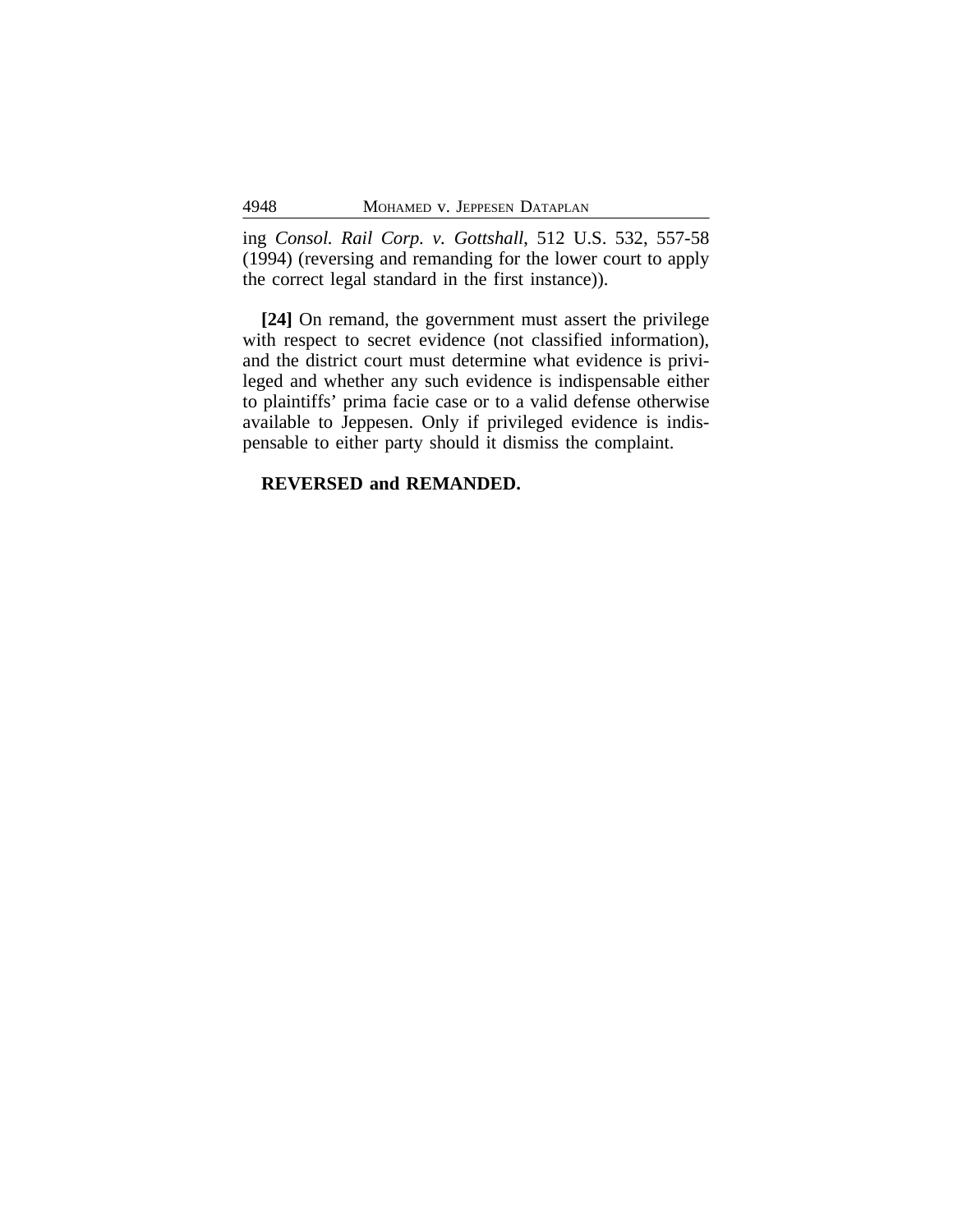ing *Consol. Rail Corp. v. Gottshall*, 512 U.S. 532, 557-58 (1994) (reversing and remanding for the lower court to apply the correct legal standard in the first instance)).

**[24]** On remand, the government must assert the privilege with respect to secret evidence (not classified information), and the district court must determine what evidence is privileged and whether any such evidence is indispensable either to plaintiffs' prima facie case or to a valid defense otherwise available to Jeppesen. Only if privileged evidence is indispensable to either party should it dismiss the complaint.

**REVERSED and REMANDED.**